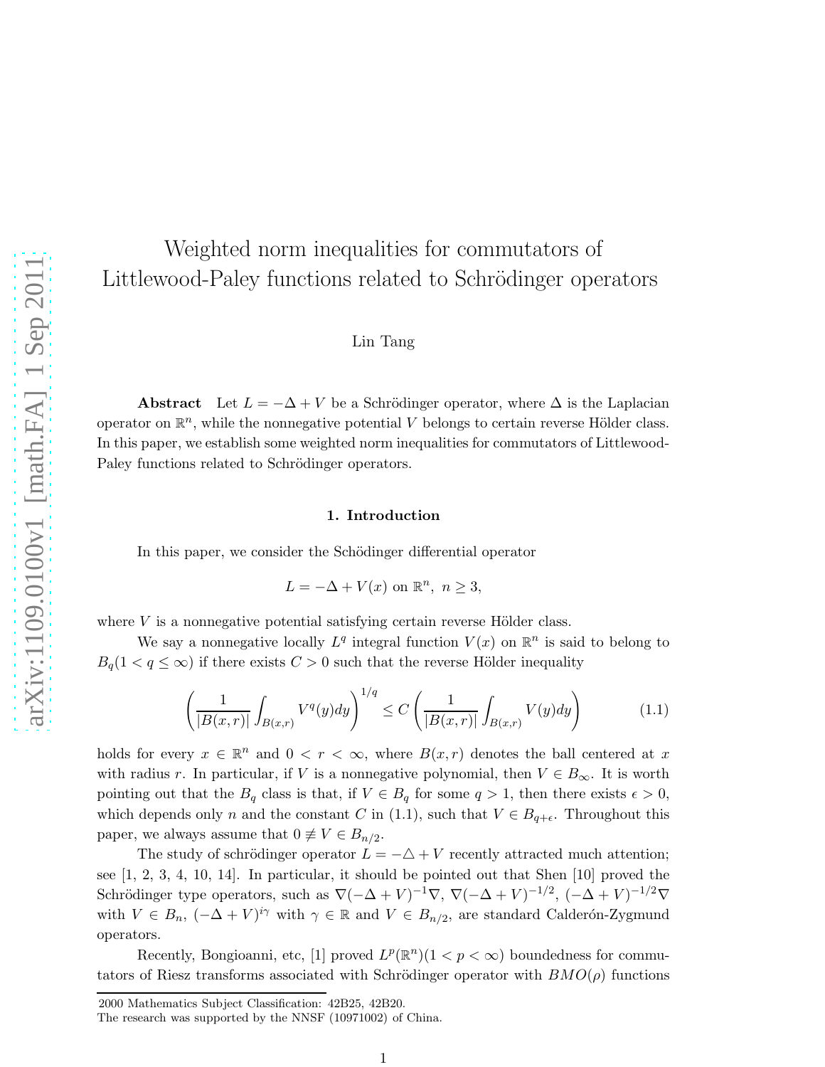# Weighted norm inequalities for commutators of Littlewood-Paley functions related to Schrödinger operators

Lin Tang

**Abstract** Let $L = -\Delta + V$ be a Schrödinger operator, where $\Delta$ is the Laplacian operator on $\mathbb{R}^n$, while the nonnegative potential $V$ belongs to certain reverse Hölder class. In this paper, we establish some weighted norm inequalities for commutators of Littlewood-Paley functions related to Schrödinger operators.

## 1. Introduction

In this paper, we consider the Schödinger differential operator

$$L = -\Delta + V(x) \text{ on } \mathbb{R}^n,\ n \geq 3,$$

where $V$ is a nonnegative potential satisfying certain reverse Hölder class.

We say a nonnegative locally $L^q$ integral function $V(x)$ on $\mathbb{R}^n$ is said to belong to $B_q (1 < q \leq \infty)$ if there exists $C > 0$ such that the reverse Hölder inequality

$$\left( \frac{1}{|B(x,r)|} \int_{B(x,r)} V^q(y) dy \right)^{1/q} \leq C \left( \frac{1}{|B(x,r)|} \int_{B(x,r)} V(y) dy \right) \tag{1.1}$$

holds for every $x \in \mathbb{R}^n$ and $0 < r < \infty$, where $B(x,r)$ denotes the ball centered at $x$ with radius $r$. In particular, if $V$ is a nonnegative polynomial, then $V \in B_\infty$. It is worth pointing out that the $B_q$ class is that, if $V \in B_q$ for some $q > 1$, then there exists $\epsilon > 0$, which depends only $n$ and the constant $C$ in (1.1), such that $V \in B_{q+\epsilon}$. Throughout this paper, we always assume that $0 \not\equiv V \in B_{n/2}$.

The study of schrödinger operator $L = -\triangle + V$ recently attracted much attention; see [1, 2, 3, 4, 10, 14]. In particular, it should be pointed out that Shen [10] proved the Schrödinger type operators, such as $\nabla(-\Delta + V)^{-1}\nabla$, $\nabla(-\Delta + V)^{-1/2}$, $(-\Delta + V)^{-1/2}\nabla$ with $V \in B_n$, $(-\Delta + V)^{i\gamma}$ with $\gamma \in \mathbb{R}$ and $V \in B_{n/2}$, are standard Calderón-Zygmund operators.

Recently, Bongioanni, etc, [1] proved $L^p(\mathbb{R}^n) (1 < p < \infty)$ boundedness for commutators of Riesz transforms associated with Schrödinger operator with $BMO(\rho)$ functions

---

2000 Mathematics Subject Classification: 42B25, 42B20.

The research was supported by the NNSF (10971002) of China.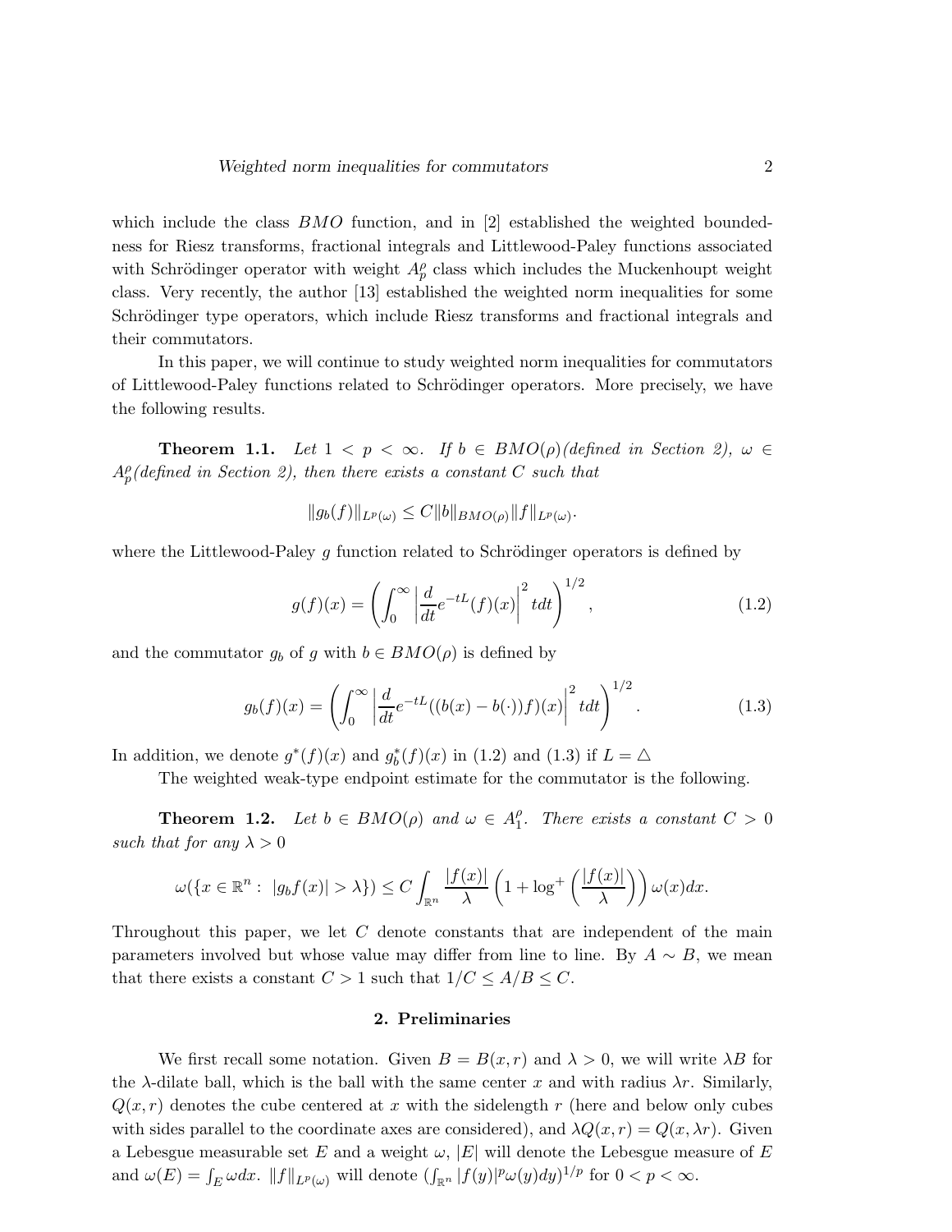which include the class $BMO$ function, and in [2] established the weighted boundedness for Riesz transforms, fractional integrals and Littlewood-Paley functions associated with Schrödinger operator with weight $A_p^\rho$ class which includes the Muckenhoupt weight class. Very recently, the author [13] established the weighted norm inequalities for some Schrödinger type operators, which include Riesz transforms and fractional integrals and their commutators.

In this paper, we will continue to study weighted norm inequalities for commutators of Littlewood-Paley functions related to Schrödinger operators. More precisely, we have the following results.

**Theorem 1.1.** *Let $1 < p < \infty$. If $b \in BMO(\rho)$(defined in Section 2), $\omega \in A_p^\rho$(defined in Section 2), then there exists a constant $C$ such that*

$$\|g_b(f)\|_{L^p(\omega)} \leq C\|b\|_{BMO(\rho)}\|f\|_{L^p(\omega)}.$$

where the Littlewood-Paley $g$ function related to Schrödinger operators is defined by

$$g(f)(x) = \left(\int_0^\infty \left|\frac{d}{dt}e^{-tL}(f)(x)\right|^2 tdt\right)^{1/2}, \tag{1.2}$$

and the commutator $g_b$ of $g$ with $b \in BMO(\rho)$ is defined by

$$g_b(f)(x) = \left(\int_0^\infty \left|\frac{d}{dt}e^{-tL}((b(x) - b(\cdot))f)(x)\right|^2 tdt\right)^{1/2}. \tag{1.3}$$

In addition, we denote $g^*(f)(x)$ and $g_b^*(f)(x)$ in (1.2) and (1.3) if $L = \triangle$

The weighted weak-type endpoint estimate for the commutator is the following.

**Theorem 1.2.** *Let $b \in BMO(\rho)$ and $\omega \in A_1^\rho$. There exists a constant $C > 0$ such that for any $\lambda > 0$*

$$\omega(\{x \in \mathbb{R}^n : \ |g_b f(x)| > \lambda\}) \leq C\int_{\mathbb{R}^n} \frac{|f(x)|}{\lambda}\left(1 + \log^+\left(\frac{|f(x)|}{\lambda}\right)\right)\omega(x)dx.$$

Throughout this paper, we let $C$ denote constants that are independent of the main parameters involved but whose value may differ from line to line. By $A \sim B$, we mean that there exists a constant $C > 1$ such that $1/C \leq A/B \leq C$.

## 2. Preliminaries

We first recall some notation. Given $B = B(x,r)$ and $\lambda > 0$, we will write $\lambda B$ for the $\lambda$-dilate ball, which is the ball with the same center $x$ and with radius $\lambda r$. Similarly, $Q(x,r)$ denotes the cube centered at $x$ with the sidelength $r$ (here and below only cubes with sides parallel to the coordinate axes are considered), and $\lambda Q(x,r) = Q(x,\lambda r)$. Given a Lebesgue measurable set $E$ and a weight $\omega$, $|E|$ will denote the Lebesgue measure of $E$ and $\omega(E) = \int_E \omega dx$. $\|f\|_{L^p(\omega)}$ will denote $(\int_{\mathbb{R}^n} |f(y)|^p\omega(y)dy)^{1/p}$ for $0 < p < \infty$.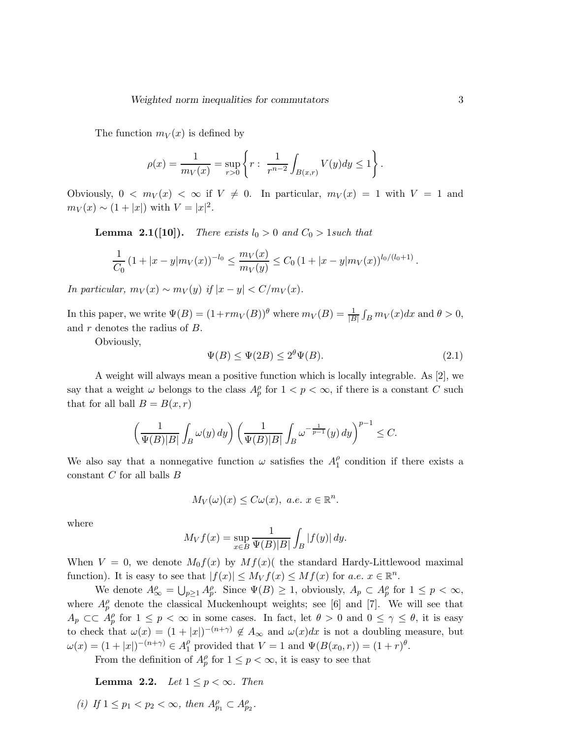The function $m_V(x)$ is defined by

$$\rho(x) = \frac{1}{m_V(x)} = \sup_{r>0} \left\{ r : \frac{1}{r^{n-2}} \int_{B(x,r)} V(y) dy \leq 1 \right\}.$$

Obviously, $0 < m_V(x) < \infty$ if $V \neq 0$. In particular, $m_V(x) = 1$ with $V = 1$ and $m_V(x) \sim (1 + |x|)$ with $V = |x|^2$.

**Lemma 2.1([10]).** *There exists $l_0 > 0$ and $C_0 > 1$such that*

$$\frac{1}{C_0} (1 + |x-y| m_V(x))^{-l_0} \leq \frac{m_V(x)}{m_V(y)} \leq C_0 (1 + |x-y| m_V(x))^{l_0/(l_0+1)}.$$

*In particular, $m_V(x) \sim m_V(y)$ if $|x-y| < C/m_V(x)$.*

In this paper, we write $\Psi(B) = (1 + r m_V(B))^\theta$ where $m_V(B) = \frac{1}{|B|}\int_B m_V(x) dx$ and $\theta > 0$, and $r$ denotes the radius of $B$.

Obviously,

$$\Psi(B) \leq \Psi(2B) \leq 2^\theta \Psi(B). \tag{2.1}$$

A weight will always mean a positive function which is locally integrable. As [2], we say that a weight $\omega$ belongs to the class $A_p^\rho$ for $1 < p < \infty$, if there is a constant $C$ such that for all ball $B = B(x, r)$

$$\left( \frac{1}{\Psi(B)|B|} \int_B \omega(y) \, dy \right) \left( \frac{1}{\Psi(B)|B|} \int_B \omega^{-\frac{1}{p-1}}(y) \, dy \right)^{p-1} \leq C.$$

We also say that a nonnegative function $\omega$ satisfies the $A_1^\rho$ condition if there exists a constant $C$ for all balls $B$

$$M_V(\omega)(x) \leq C\omega(x), \ a.e. \ x \in \mathbb{R}^n.$$

where

$$M_V f(x) = \sup_{x \in B} \frac{1}{\Psi(B)|B|} \int_B |f(y)| \, dy.$$

When $V = 0$, we denote $M_0 f(x)$ by $Mf(x)$( the standard Hardy-Littlewood maximal function). It is easy to see that $|f(x)| \leq M_V f(x) \leq Mf(x)$ for $a.e. \ x \in \mathbb{R}^n$.

We denote $A_\infty^\rho = \bigcup_{p \geq 1} A_p^\rho$. Since $\Psi(B) \geq 1$, obviously, $A_p \subset A_p^\rho$ for $1 \leq p < \infty$, where $A_p^\rho$ denote the classical Muckenhoupt weights; see [6] and [7]. We will see that $A_p \subset\subset A_p^\rho$ for $1 \leq p < \infty$ in some cases. In fact, let $\theta > 0$ and $0 \leq \gamma \leq \theta$, it is easy to check that $\omega(x) = (1 + |x|)^{-(n+\gamma)} \notin A_\infty$ and $\omega(x)dx$ is not a doubling measure, but $\omega(x) = (1 + |x|)^{-(n+\gamma)} \in A_1^\rho$ provided that $V = 1$ and $\Psi(B(x_0, r)) = (1 + r)^\theta$.

From the definition of $A_p^\rho$ for $1 \leq p < \infty$, it is easy to see that

**Lemma 2.2.** *Let $1 \leq p < \infty$. Then*

*(i) If $1 \leq p_1 < p_2 < \infty$, then $A_{p_1}^\rho \subset A_{p_2}^\rho$.*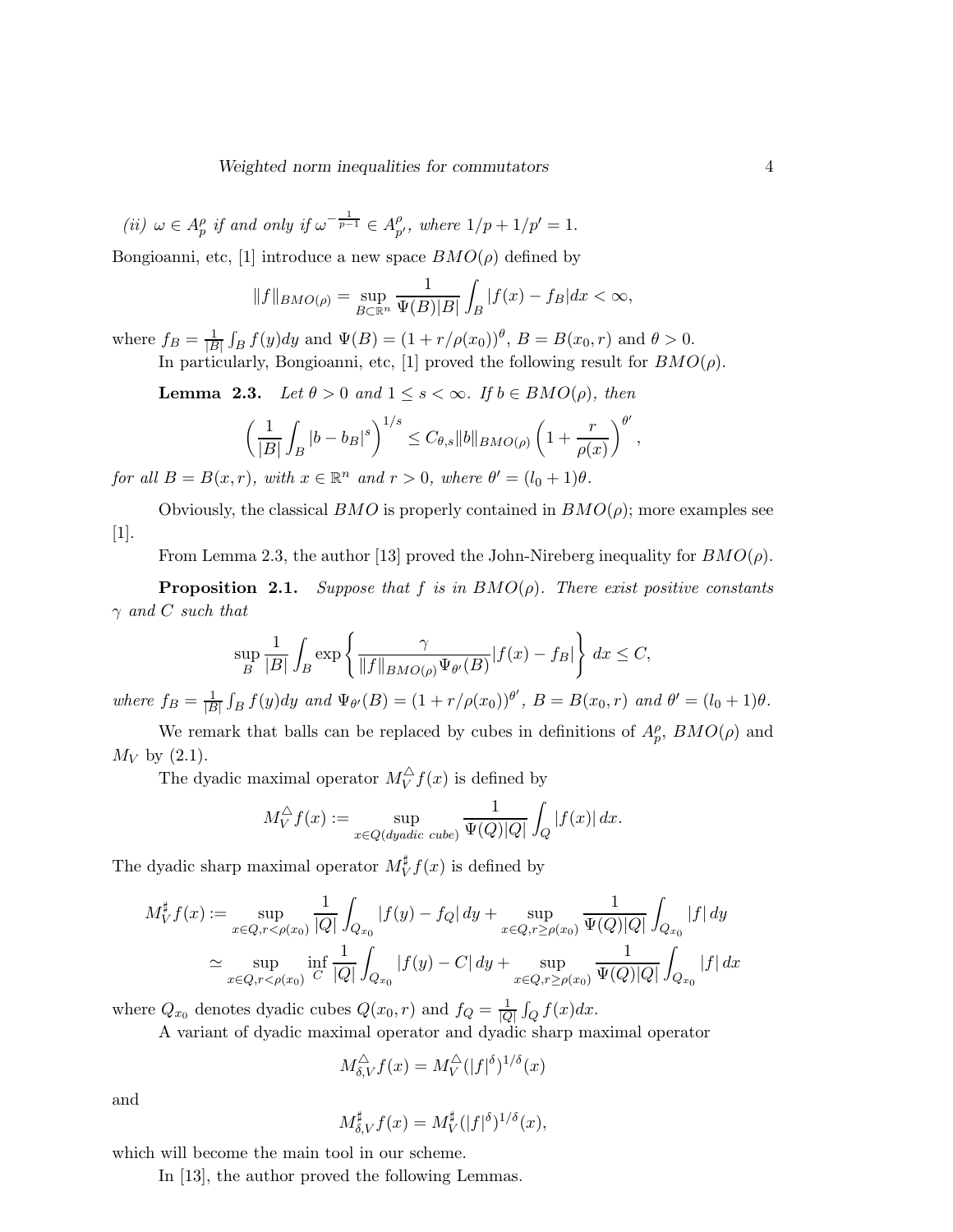*(ii)* $\omega \in A_p^\rho$ *if and only if* $\omega^{-\frac{1}{p-1}} \in A_{p'}^\rho$*, where* $1/p + 1/p' = 1$.

Bongioanni, etc, [1] introduce a new space $BMO(\rho)$ defined by

$$\|f\|_{BMO(\rho)} = \sup_{B \subset \mathbb{R}^n} \frac{1}{\Psi(B)|B|} \int_B |f(x) - f_B| dx < \infty,$$

where $f_B = \frac{1}{|B|}\int_B f(y)dy$ and $\Psi(B) = (1 + r/\rho(x_0))^\theta$, $B = B(x_0, r)$ and $\theta > 0$.

In particularly, Bongioanni, etc, [1] proved the following result for $BMO(\rho)$.

**Lemma 2.3.** *Let* $\theta > 0$ *and* $1 \le s < \infty$*. If* $b \in BMO(\rho)$*, then*

$$\left(\frac{1}{|B|}\int_B |b - b_B|^s\right)^{1/s} \le C_{\theta,s}\|b\|_{BMO(\rho)}\left(1 + \frac{r}{\rho(x)}\right)^{\theta'},$$

*for all* $B = B(x, r)$*, with* $x \in \mathbb{R}^n$ *and* $r > 0$*, where* $\theta' = (l_0 + 1)\theta$.

Obviously, the classical $BMO$ is properly contained in $BMO(\rho)$; more examples see [1].

From Lemma 2.3, the author [13] proved the John-Nireberg inequality for $BMO(\rho)$.

**Proposition 2.1.** *Suppose that* $f$ *is in* $BMO(\rho)$*. There exist positive constants* $\gamma$ *and* $C$ *such that*

$$\sup_B \frac{1}{|B|}\int_B \exp\left\{\frac{\gamma}{\|f\|_{BMO(\rho)}\Psi_{\theta'}(B)}|f(x) - f_B|\right\} dx \le C,$$

*where* $f_B = \frac{1}{|B|}\int_B f(y)dy$ *and* $\Psi_{\theta'}(B) = (1 + r/\rho(x_0))^{\theta'}$*,* $B = B(x_0, r)$ *and* $\theta' = (l_0 + 1)\theta$.

We remark that balls can be replaced by cubes in definitions of $A_p^\rho$, $BMO(\rho)$ and $M_V$ by (2.1).

The dyadic maximal operator $M_V^\triangle f(x)$ is defined by

$$M_V^\triangle f(x) := \sup_{x \in Q(dyadic\ cube)} \frac{1}{\Psi(Q)|Q|}\int_Q |f(x)|\,dx.$$

The dyadic sharp maximal operator $M_V^\sharp f(x)$ is defined by

$$\begin{aligned} M_V^\sharp f(x) &:= \sup_{x \in Q, r < \rho(x_0)} \frac{1}{|Q|}\int_{Q_{x_0}} |f(y) - f_Q|\,dy + \sup_{x \in Q, r \ge \rho(x_0)} \frac{1}{\Psi(Q)|Q|}\int_{Q_{x_0}} |f|\,dy \\ &\simeq \sup_{x \in Q, r < \rho(x_0)} \inf_C \frac{1}{|Q|}\int_{Q_{x_0}} |f(y) - C|\,dy + \sup_{x \in Q, r \ge \rho(x_0)} \frac{1}{\Psi(Q)|Q|}\int_{Q_{x_0}} |f|\,dx \end{aligned}$$

where $Q_{x_0}$ denotes dyadic cubes $Q(x_0, r)$ and $f_Q = \frac{1}{|Q|}\int_Q f(x)dx$.

A variant of dyadic maximal operator and dyadic sharp maximal operator

$$M_{\delta,V}^\triangle f(x) = M_V^\triangle(|f|^\delta)^{1/\delta}(x)$$

and

$$M_{\delta,V}^\sharp f(x) = M_V^\sharp(|f|^\delta)^{1/\delta}(x),$$

which will become the main tool in our scheme.

In [13], the author proved the following Lemmas.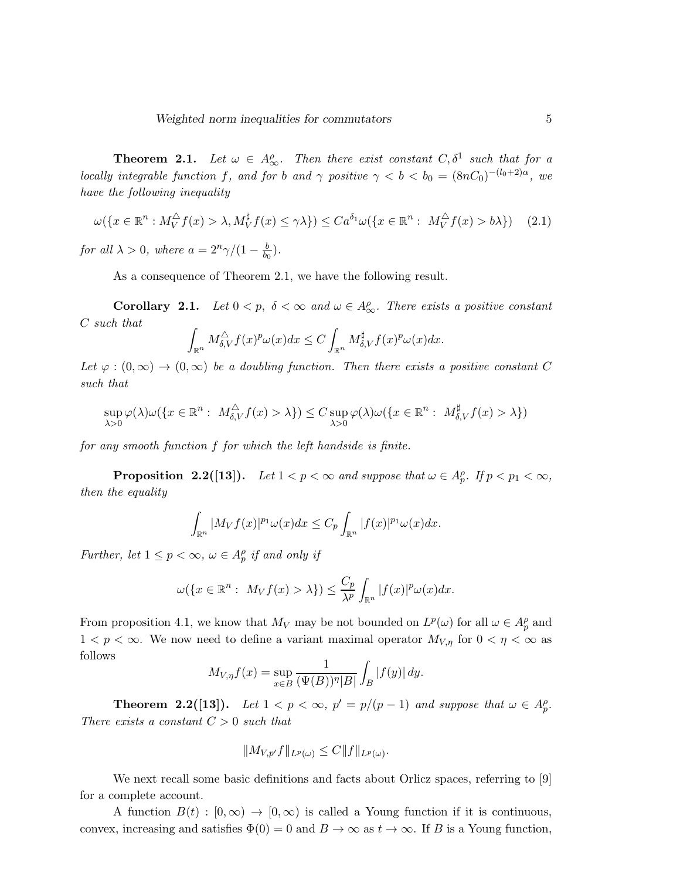**Theorem 2.1.** *Let $\omega \in A_\infty^\rho$. Then there exist constant $C, \delta^1$ such that for a locally integrable function $f$, and for $b$ and $\gamma$ positive $\gamma < b < b_0 = (8nC_0)^{-(l_0+2)\alpha}$, we have the following inequality*

$$\omega(\{x \in \mathbb{R}^n : M_V^{\triangle} f(x) > \lambda, M_V^{\sharp} f(x) \leq \gamma\lambda\}) \leq Ca^{\delta_1}\omega(\{x \in \mathbb{R}^n : \ M_V^{\triangle} f(x) > b\lambda\}) \quad (2.1)$$

*for all $\lambda > 0$, where $a = 2^n\gamma/(1 - \frac{b}{b_0})$.*

As a consequence of Theorem 2.1, we have the following result.

**Corollary 2.1.** *Let $0 < p, \ \delta < \infty$ and $\omega \in A_\infty^\rho$. There exists a positive constant $C$ such that*

$$\int_{\mathbb{R}^n} M_{\delta,V}^{\triangle} f(x)^p \omega(x) dx \leq C \int_{\mathbb{R}^n} M_{\delta,V}^{\sharp} f(x)^p \omega(x) dx.$$

*Let $\varphi : (0, \infty) \to (0, \infty)$ be a doubling function. Then there exists a positive constant $C$ such that*

$$\sup_{\lambda>0} \varphi(\lambda)\omega(\{x \in \mathbb{R}^n : \ M_{\delta,V}^{\triangle} f(x) > \lambda\}) \leq C \sup_{\lambda>0} \varphi(\lambda)\omega(\{x \in \mathbb{R}^n : \ M_{\delta,V}^{\sharp} f(x) > \lambda\})$$

*for any smooth function $f$ for which the left handside is finite.*

**Proposition 2.2([13]).** *Let $1 < p < \infty$ and suppose that $\omega \in A_p^\rho$. If $p < p_1 < \infty$, then the equality*

$$\int_{\mathbb{R}^n} |M_V f(x)|^{p_1} \omega(x) dx \leq C_p \int_{\mathbb{R}^n} |f(x)|^{p_1} \omega(x) dx.$$

*Further, let $1 \leq p < \infty$, $\omega \in A_p^\rho$ if and only if*

$$\omega(\{x \in \mathbb{R}^n : \ M_V f(x) > \lambda\}) \leq \frac{C_p}{\lambda^p} \int_{\mathbb{R}^n} |f(x)|^p \omega(x) dx.$$

From proposition 4.1, we know that $M_V$ may be not bounded on $L^p(\omega)$ for all $\omega \in A_p^\rho$ and $1 < p < \infty$. We now need to define a variant maximal operator $M_{V,\eta}$ for $0 < \eta < \infty$ as follows

$$M_{V,\eta} f(x) = \sup_{x \in B} \frac{1}{(\Psi(B))^\eta |B|} \int_B |f(y)| \, dy.$$

**Theorem 2.2([13]).** *Let $1 < p < \infty$, $p' = p/(p-1)$ and suppose that $\omega \in A_p^\rho$. There exists a constant $C > 0$ such that*

$$\|M_{V,p'} f\|_{L^p(\omega)} \leq C\|f\|_{L^p(\omega)}.$$

We next recall some basic definitions and facts about Orlicz spaces, referring to [9] for a complete account.

A function $B(t) : [0, \infty) \to [0, \infty)$ is called a Young function if it is continuous, convex, increasing and satisfies $\Phi(0) = 0$ and $B \to \infty$ as $t \to \infty$. If $B$ is a Young function,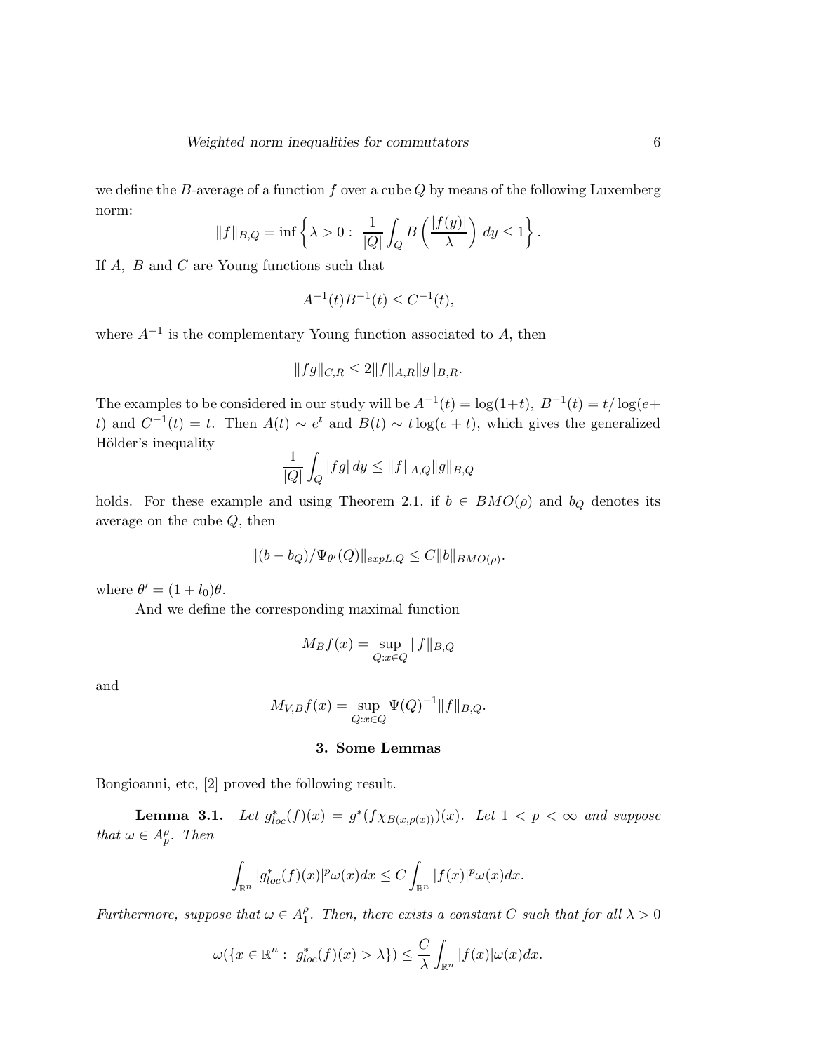we define the $B$-average of a function $f$ over a cube $Q$ by means of the following Luxemberg norm:

$$\|f\|_{B,Q} = \inf\left\{\lambda > 0 : \frac{1}{|Q|}\int_Q B\left(\frac{|f(y)|}{\lambda}\right) dy \le 1\right\}.$$

If $A$, $B$ and $C$ are Young functions such that

$$A^{-1}(t)B^{-1}(t) \le C^{-1}(t),$$

where $A^{-1}$ is the complementary Young function associated to $A$, then

$$\|fg\|_{C,R} \le 2\|f\|_{A,R}\|g\|_{B,R}.$$

The examples to be considered in our study will be $A^{-1}(t) = \log(1+t)$, $B^{-1}(t) = t/\log(e+t)$ and $C^{-1}(t) = t$. Then $A(t) \sim e^t$ and $B(t) \sim t\log(e+t)$, which gives the generalized Hölder's inequality

$$\frac{1}{|Q|}\int_Q |fg|\, dy \le \|f\|_{A,Q}\|g\|_{B,Q}$$

holds. For these example and using Theorem 2.1, if $b \in BMO(\rho)$ and $b_Q$ denotes its average on the cube $Q$, then

$$\|(b - b_Q)/\Psi_{\theta'}(Q)\|_{expL,Q} \le C\|b\|_{BMO(\rho)}.$$

where $\theta' = (1 + l_0)\theta$.

And we define the corresponding maximal function

$$M_B f(x) = \sup_{Q: x\in Q}\|f\|_{B,Q}$$

and

$$M_{V,B} f(x) = \sup_{Q: x\in Q}\Psi(Q)^{-1}\|f\|_{B,Q}.$$

## 3. Some Lemmas

Bongioanni, etc, [2] proved the following result.

**Lemma 3.1.** *Let $g^*_{loc}(f)(x) = g^*(f\chi_{B(x,\rho(x))})(x)$. Let $1 < p < \infty$ and suppose that $\omega \in A^\rho_p$. Then*

$$\int_{\mathbb{R}^n} |g^*_{loc}(f)(x)|^p\omega(x)dx \le C\int_{\mathbb{R}^n}|f(x)|^p\omega(x)dx.$$

*Furthermore, suppose that $\omega \in A^\rho_1$. Then, there exists a constant $C$ such that for all $\lambda > 0$*

$$\omega(\{x \in \mathbb{R}^n : g^*_{loc}(f)(x) > \lambda\}) \le \frac{C}{\lambda}\int_{\mathbb{R}^n}|f(x)|\omega(x)dx.$$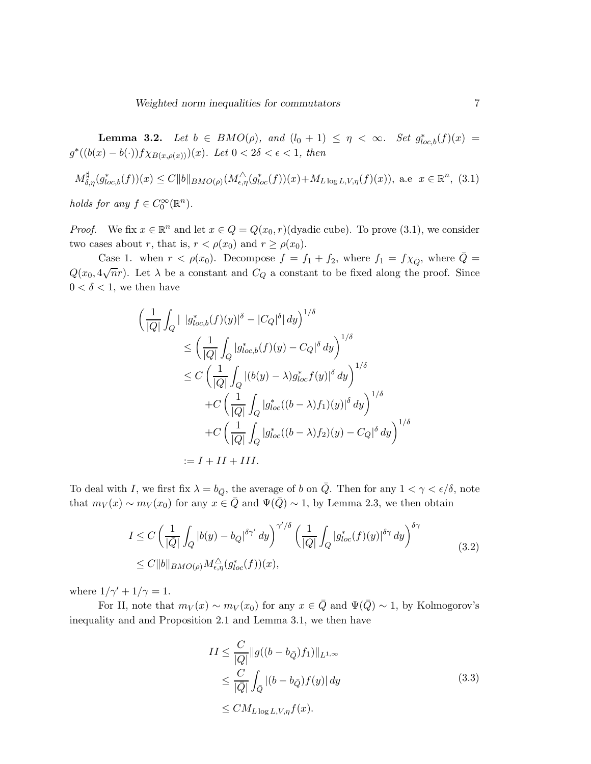**Lemma 3.2.** *Let $b \in BMO(\rho)$, and $(l_0+1) \le \eta < \infty$. Set $g^*_{loc,b}(f)(x) = g^*((b(x)-b(\cdot))f\chi_{B(x,\rho(x))})(x)$. Let $0 < 2\delta < \epsilon < 1$, then*

$$M^{\sharp}_{\delta,\eta}(g^*_{loc,b}(f))(x) \le C\|b\|_{BMO(\rho)}(M^{\triangle}_{\epsilon,\eta}(g^*_{loc}(f))(x) + M_{L\log L,V,\eta}(f)(x)), \text{ a.e } x \in \mathbb{R}^n, \tag{3.1}$$

*holds for any $f \in C_0^\infty(\mathbb{R}^n)$.*

*Proof.* We fix $x \in \mathbb{R}^n$ and let $x \in Q = Q(x_0, r)$(dyadic cube). To prove (3.1), we consider two cases about $r$, that is, $r < \rho(x_0)$ and $r \ge \rho(x_0)$.

Case 1. when $r < \rho(x_0)$. Decompose $f = f_1 + f_2$, where $f_1 = f\chi_{\bar{Q}}$, where $\bar{Q} = Q(x_0, 4\sqrt{n}r)$. Let $\lambda$ be a constant and $C_Q$ a constant to be fixed along the proof. Since $0 < \delta < 1$, we then have

$$\begin{aligned}
\Big(\frac{1}{|Q|}\int_Q \big|\, |g^*_{loc,b}(f)(y)|^\delta - |C_Q|^\delta\big|\, dy\Big)^{1/\delta} \\
&\le \Big(\frac{1}{|Q|}\int_Q |g^*_{loc,b}(f)(y) - C_Q|^\delta\, dy\Big)^{1/\delta} \\
&\le C\left(\frac{1}{|Q|}\int_Q |(b(y)-\lambda)g^*_{loc}f(y)|^\delta\, dy\right)^{1/\delta} \\
&\quad + C\left(\frac{1}{|Q|}\int_Q |g^*_{loc}((b-\lambda)f_1)(y)|^\delta\, dy\right)^{1/\delta} \\
&\quad + C\left(\frac{1}{|Q|}\int_Q |g^*_{loc}((b-\lambda)f_2)(y) - C_Q|^\delta\, dy\right)^{1/\delta} \\
&:= I + II + III.
\end{aligned}$$

To deal with $I$, we first fix $\lambda = b_{\bar{Q}}$, the average of $b$ on $\bar{Q}$. Then for any $1 < \gamma < \epsilon/\delta$, note that $m_V(x) \sim m_V(x_0)$ for any $x \in \bar{Q}$ and $\Psi(\bar{Q}) \sim 1$, by Lemma 2.3, we then obtain

$$\begin{aligned}
I &\le C\left(\frac{1}{|\bar{Q}|}\int_{\bar{Q}} |b(y) - b_{\bar{Q}}|^{\delta\gamma'}\, dy\right)^{\gamma'/\delta}\left(\frac{1}{|Q|}\int_Q |g^*_{loc}(f)(y)|^{\delta\gamma}\, dy\right)^{\delta\gamma} \\
&\le C\|b\|_{BMO(\rho)} M^{\triangle}_{\epsilon,\eta}(g^*_{loc}(f))(x),
\end{aligned} \tag{3.2}$$

where $1/\gamma' + 1/\gamma = 1$.

For II, note that $m_V(x) \sim m_V(x_0)$ for any $x \in \bar{Q}$ and $\Psi(\bar{Q}) \sim 1$, by Kolmogorov's inequality and and Proposition 2.1 and Lemma 3.1, we then have

$$\begin{aligned}
II &\le \frac{C}{|Q|}\|g((b-b_{\bar{Q}})f_1)\|_{L^{1,\infty}} \\
&\le \frac{C}{|\bar{Q}|}\int_{\bar{Q}} |(b-b_{\bar{Q}})f(y)|\, dy \\
&\le CM_{L\log L,V,\eta}f(x).
\end{aligned} \tag{3.3}$$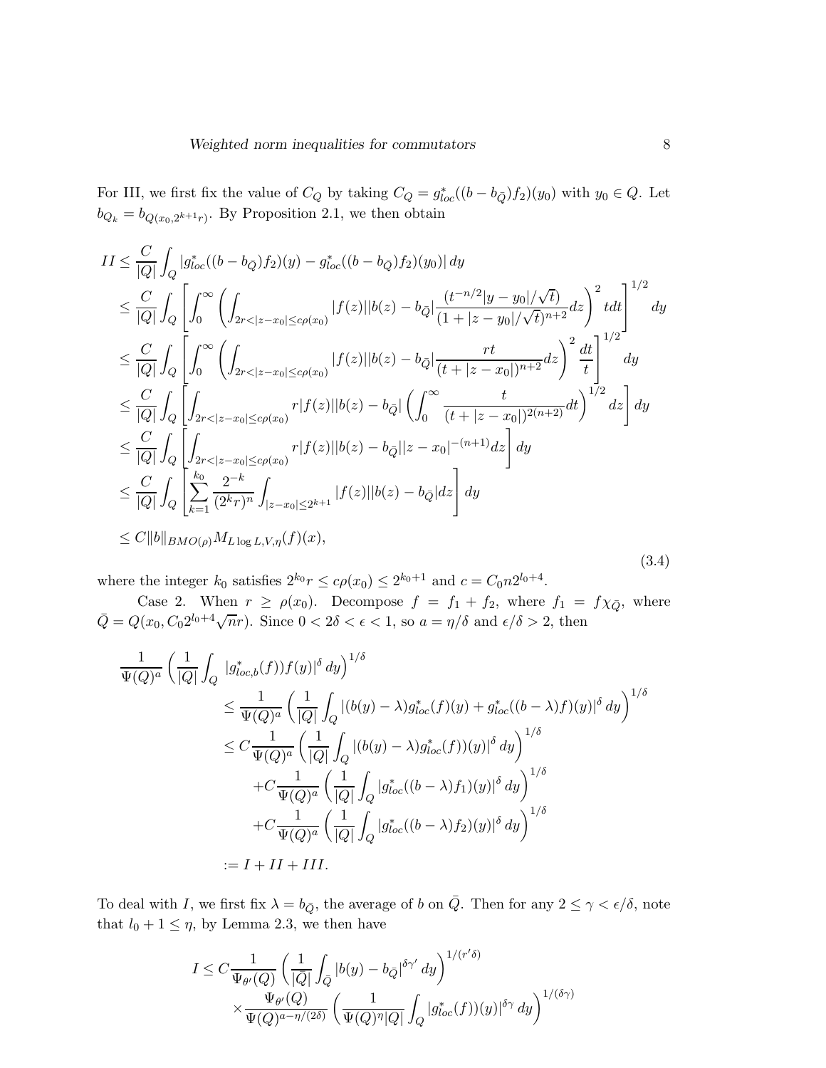For III, we first fix the value of $C_Q$ by taking $C_Q = g^*_{loc}((b-b_{\bar{Q}})f_2)(y_0)$ with $y_0 \in Q$. Let $b_{Q_k} = b_{Q(x_0,2^{k+1}r)}$. By Proposition 2.1, we then obtain

$$
\begin{aligned}
II &\le \frac{C}{|Q|}\int_Q |g^*_{loc}((b-b_{\bar{Q}})f_2)(y) - g^*_{loc}((b-b_{\bar{Q}})f_2)(y_0)|\,dy \\
&\le \frac{C}{|Q|}\int_Q \left[\int_0^\infty \left(\int_{2r<|z-x_0|\le c\rho(x_0)} |f(z)||b(z)-b_{\bar{Q}}|\frac{(t^{-n/2}|y-y_0|/\sqrt{t})}{(1+|z-y_0|/\sqrt{t})^{n+2}}dz\right)^2 tdt\right]^{1/2} dy \\
&\le \frac{C}{|Q|}\int_Q \left[\int_0^\infty \left(\int_{2r<|z-x_0|\le c\rho(x_0)} |f(z)||b(z)-b_{\bar{Q}}|\frac{rt}{(t+|z-x_0|)^{n+2}}dz\right)^2 \frac{dt}{t}\right]^{1/2} dy \\
&\le \frac{C}{|Q|}\int_Q \left[\int_{2r<|z-x_0|\le c\rho(x_0)} r|f(z)||b(z)-b_{\bar{Q}}|\left(\int_0^\infty \frac{t}{(t+|z-x_0|)^{2(n+2)}}dt\right)^{1/2} dz\right] dy \\
&\le \frac{C}{|Q|}\int_Q \left[\int_{2r<|z-x_0|\le c\rho(x_0)} r|f(z)||b(z)-b_{\bar{Q}}||z-x_0|^{-(n+1)}dz\right] dy \\
&\le \frac{C}{|Q|}\int_Q \left[\sum_{k=1}^{k_0} \frac{2^{-k}}{(2^k r)^n}\int_{|z-x_0|\le 2^{k+1}} |f(z)||b(z)-b_{\bar{Q}}|dz\right] dy \\
&\le C\|b\|_{BMO(\rho)} M_{L\log L,V,\eta}(f)(x),
\end{aligned}
\tag{3.4}
$$

where the integer $k_0$ satisfies $2^{k_0}r \le c\rho(x_0) \le 2^{k_0+1}$ and $c = C_0 n 2^{l_0+4}$.

Case 2. When $r \ge \rho(x_0)$. Decompose $f = f_1 + f_2$, where $f_1 = f\chi_{\bar{Q}}$, where $\bar{Q} = Q(x_0, C_0 2^{l_0+4}\sqrt{n}r)$. Since $0 < 2\delta < \epsilon < 1$, so $a = \eta/\delta$ and $\epsilon/\delta > 2$, then

$$
\begin{aligned}
&\frac{1}{\Psi(Q)^a}\left(\frac{1}{|Q|}\int_Q |g^*_{loc,b}(f))f(y)|^\delta\,dy\right)^{1/\delta} \\
&\qquad\le \frac{1}{\Psi(Q)^a}\left(\frac{1}{|Q|}\int_Q |(b(y)-\lambda)g^*_{loc}(f)(y) + g^*_{loc}((b-\lambda)f)(y)|^\delta\,dy\right)^{1/\delta} \\
&\qquad\le C\frac{1}{\Psi(Q)^a}\left(\frac{1}{|Q|}\int_Q |(b(y)-\lambda)g^*_{loc}(f))(y)|^\delta\,dy\right)^{1/\delta} \\
&\qquad\quad + C\frac{1}{\Psi(Q)^a}\left(\frac{1}{|Q|}\int_Q |g^*_{loc}((b-\lambda)f_1)(y)|^\delta\,dy\right)^{1/\delta} \\
&\qquad\quad + C\frac{1}{\Psi(Q)^a}\left(\frac{1}{|Q|}\int_Q |g^*_{loc}((b-\lambda)f_2)(y)|^\delta\,dy\right)^{1/\delta} \\
&\qquad := I + II + III.
\end{aligned}
$$

To deal with $I$, we first fix $\lambda = b_{\bar{Q}}$, the average of $b$ on $\bar{Q}$. Then for any $2 \le \gamma < \epsilon/\delta$, note that $l_0 + 1 \le \eta$, by Lemma 2.3, we then have

$$
\begin{aligned}
I \le\, & C\frac{1}{\Psi_{\theta'}(Q)}\left(\frac{1}{|\bar{Q}|}\int_{\bar{Q}} |b(y)-b_{\bar{Q}}|^{\delta\gamma'}\,dy\right)^{1/(r'\delta)} \\
&\times \frac{\Psi_{\theta'}(Q)}{\Psi(Q)^{a-\eta/(2\delta)}}\left(\frac{1}{\Psi(Q)^\eta|Q|}\int_Q |g^*_{loc}(f))(y)|^{\delta\gamma}\,dy\right)^{1/(\delta\gamma)}
\end{aligned}
$$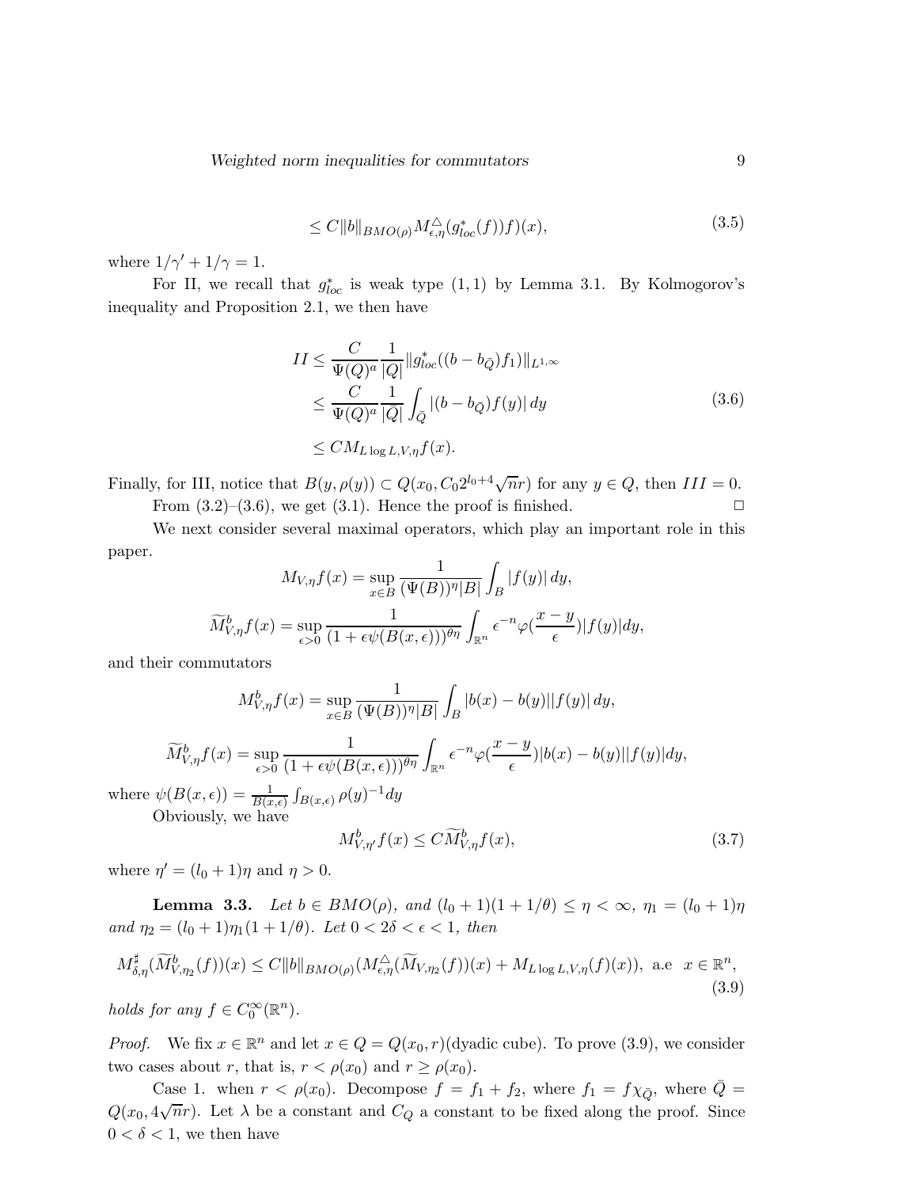$$\leq C\|b\|_{BMO(\rho)} M^{\triangle}_{\epsilon,\eta}(g^*_{loc}(f))f)(x), \tag{3.5}$$

where $1/\gamma' + 1/\gamma = 1$.

For II, we recall that $g^*_{loc}$ is weak type $(1,1)$ by Lemma 3.1. By Kolmogorov's inequality and Proposition 2.1, we then have

$$\begin{aligned} II &\leq \frac{C}{\Psi(Q)^a} \frac{1}{|Q|} \|g^*_{loc}((b - b_{\bar{Q}})f_1)\|_{L^{1,\infty}} \\ &\leq \frac{C}{\Psi(Q)^a} \frac{1}{|\bar{Q}|} \int_{\bar{Q}} |(b - b_{\bar{Q}})f(y)|\, dy \\ &\leq C M_{L\log L, V, \eta} f(x). \end{aligned} \tag{3.6}$$

Finally, for III, notice that $B(y, \rho(y)) \subset Q(x_0, C_0 2^{l_0+4}\sqrt{n} r)$ for any $y \in Q$, then $III = 0$.

From (3.2)–(3.6), we get (3.1). Hence the proof is finished. $\Box$

We next consider several maximal operators, which play an important role in this paper.

$$M_{V,\eta} f(x) = \sup_{x \in B} \frac{1}{(\Psi(B))^\eta |B|} \int_B |f(y)|\, dy,$$

$$\widetilde{M}^b_{V,\eta} f(x) = \sup_{\epsilon > 0} \frac{1}{(1 + \epsilon \psi(B(x,\epsilon)))^{\theta\eta}} \int_{\mathbb{R}^n} \epsilon^{-n} \varphi(\frac{x-y}{\epsilon}) |f(y)| dy,$$

and their commutators

$$M^b_{V,\eta} f(x) = \sup_{x \in B} \frac{1}{(\Psi(B))^\eta |B|} \int_B |b(x) - b(y)||f(y)|\, dy,$$

$$\widetilde{M}^b_{V,\eta} f(x) = \sup_{\epsilon > 0} \frac{1}{(1 + \epsilon \psi(B(x,\epsilon)))^{\theta\eta}} \int_{\mathbb{R}^n} \epsilon^{-n} \varphi(\frac{x-y}{\epsilon}) |b(x) - b(y)||f(y)| dy,$$

where $\psi(B(x,\epsilon)) = \frac{1}{B(x,\epsilon)} \int_{B(x,\epsilon)} \rho(y)^{-1} dy$

Obviously, we have

$$M^b_{V,\eta'} f(x) \leq C \widetilde{M}^b_{V,\eta} f(x), \tag{3.7}$$

where $\eta' = (l_0 + 1)\eta$ and $\eta > 0$.

**Lemma 3.3.** *Let $b \in BMO(\rho)$, and $(l_0+1)(1+1/\theta) \leq \eta < \infty$, $\eta_1 = (l_0+1)\eta$ and $\eta_2 = (l_0+1)\eta_1(1+1/\theta)$. Let $0 < 2\delta < \epsilon < 1$, then*

$$M^\sharp_{\delta,\eta}(\widetilde{M}^b_{V,\eta_2}(f))(x) \leq C\|b\|_{BMO(\rho)} (M^{\triangle}_{\epsilon,\eta}(\widetilde{M}_{V,\eta_2}(f))(x) + M_{L\log L, V, \eta}(f)(x)), \text{ a.e } x \in \mathbb{R}^n, \tag{3.9}$$

*holds for any $f \in C_0^\infty(\mathbb{R}^n)$.*

*Proof.* We fix $x \in \mathbb{R}^n$ and let $x \in Q = Q(x_0, r)$(dyadic cube). To prove (3.9), we consider two cases about $r$, that is, $r < \rho(x_0)$ and $r \geq \rho(x_0)$.

Case 1. when $r < \rho(x_0)$. Decompose $f = f_1 + f_2$, where $f_1 = f\chi_{\bar{Q}}$, where $\bar{Q} = Q(x_0, 4\sqrt{n} r)$. Let $\lambda$ be a constant and $C_Q$ a constant to be fixed along the proof. Since $0 < \delta < 1$, we then have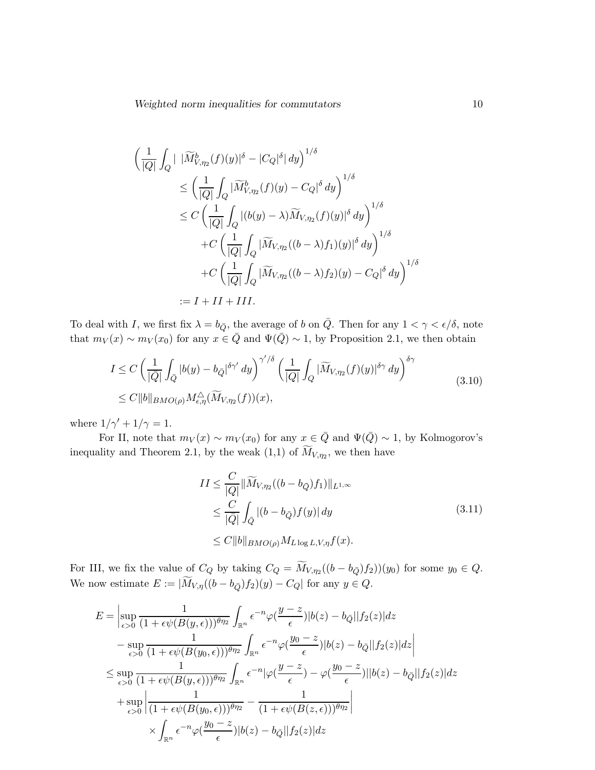$$
\begin{aligned}
&\left(\frac{1}{|Q|}\int_Q \left|\ |\widetilde{M}^b_{V,\eta_2}(f)(y)|^\delta - |C_Q|^\delta\right| dy\right)^{1/\delta} \\
&\quad \le \left(\frac{1}{|Q|}\int_Q |\widetilde{M}^b_{V,\eta_2}(f)(y) - C_Q|^\delta\, dy\right)^{1/\delta} \\
&\quad \le C\left(\frac{1}{|Q|}\int_Q |(b(y)-\lambda)\widetilde{M}_{V,\eta_2}(f)(y)|^\delta\, dy\right)^{1/\delta} \\
&\qquad + C\left(\frac{1}{|Q|}\int_Q |\widetilde{M}_{V,\eta_2}((b-\lambda)f_1)(y)|^\delta\, dy\right)^{1/\delta} \\
&\qquad + C\left(\frac{1}{|Q|}\int_Q |\widetilde{M}_{V,\eta_2}((b-\lambda)f_2)(y) - C_Q|^\delta\, dy\right)^{1/\delta} \\
&\quad := I + II + III.
\end{aligned}
$$

To deal with $I$, we first fix $\lambda = b_{\bar{Q}}$, the average of $b$ on $\bar{Q}$. Then for any $1<\gamma<\epsilon/\delta$, note that $m_V(x)\sim m_V(x_0)$ for any $x\in\bar{Q}$ and $\Psi(\bar{Q})\sim 1$, by Proposition 2.1, we then obtain

$$
\begin{aligned}
I &\le C\left(\frac{1}{|\bar{Q}|}\int_{\bar{Q}} |b(y)-b_{\bar{Q}}|^{\delta\gamma'}\, dy\right)^{\gamma'/\delta}\left(\frac{1}{|Q|}\int_Q |\widetilde{M}_{V,\eta_2}(f)(y)|^{\delta\gamma}\, dy\right)^{\delta\gamma} \\
&\le C\|b\|_{BMO(\rho)} M^{\triangle}_{\epsilon,\eta}(\widetilde{M}_{V,\eta_2}(f))(x),
\end{aligned}
\tag{3.10}
$$

where $1/\gamma' + 1/\gamma = 1$.

For II, note that $m_V(x)\sim m_V(x_0)$ for any $x\in\bar{Q}$ and $\Psi(\bar{Q})\sim 1$, by Kolmogorov's inequality and Theorem 2.1, by the weak (1,1) of $\widetilde{M}_{V,\eta_2}$, we then have

$$
\begin{aligned}
II &\le \frac{C}{|Q|}\|\widetilde{M}_{V,\eta_2}((b-b_{\bar{Q}})f_1)\|_{L^{1,\infty}} \\
&\le \frac{C}{|\bar{Q}|}\int_{\bar{Q}} |(b-b_{\bar{Q}})f(y)|\, dy \\
&\le C\|b\|_{BMO(\rho)} M_{L\log L,V,\eta} f(x).
\end{aligned}
\tag{3.11}
$$

For III, we fix the value of $C_Q$ by taking $C_Q = \widetilde{M}_{V,\eta_2}((b-b_{\bar{Q}})f_2))(y_0)$ for some $y_0\in Q$. We now estimate $E := |\widetilde{M}_{V,\eta}((b-b_{\bar{Q}})f_2)(y) - C_Q|$ for any $y\in Q$.

$$
\begin{aligned}
E &= \Bigg|\sup_{\epsilon>0}\frac{1}{(1+\epsilon\psi(B(y,\epsilon)))^{\theta\eta_2}}\int_{\mathbb{R}^n}\epsilon^{-n}\varphi(\frac{y-z}{\epsilon})|b(z)-b_{\bar{Q}}||f_2(z)|dz \\
&\quad - \sup_{\epsilon>0}\frac{1}{(1+\epsilon\psi(B(y_0,\epsilon)))^{\theta\eta_2}}\int_{\mathbb{R}^n}\epsilon^{-n}\varphi(\frac{y_0-z}{\epsilon})|b(z)-b_{\bar{Q}}||f_2(z)|dz\Bigg| \\
&\le \sup_{\epsilon>0}\frac{1}{(1+\epsilon\psi(B(y,\epsilon)))^{\theta\eta_2}}\int_{\mathbb{R}^n}\epsilon^{-n}|\varphi(\frac{y-z}{\epsilon})-\varphi(\frac{y_0-z}{\epsilon})||b(z)-b_{\bar{Q}}||f_2(z)|dz \\
&\quad + \sup_{\epsilon>0}\left|\frac{1}{(1+\epsilon\psi(B(y_0,\epsilon)))^{\theta\eta_2}} - \frac{1}{(1+\epsilon\psi(B(z,\epsilon)))^{\theta\eta_2}}\right| \\
&\qquad \times \int_{\mathbb{R}^n}\epsilon^{-n}\varphi(\frac{y_0-z}{\epsilon})|b(z)-b_{\bar{Q}}||f_2(z)|dz
\end{aligned}
$$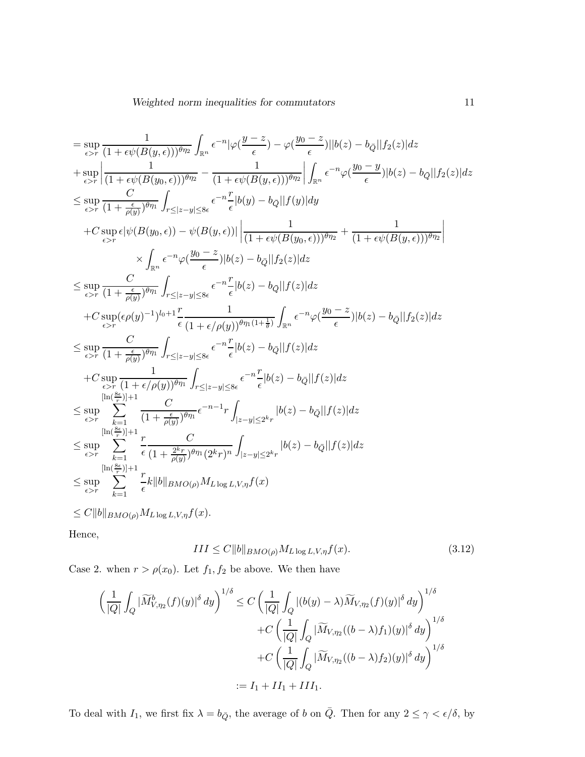$$
\begin{aligned}
&= \sup_{\epsilon>r} \frac{1}{(1+\epsilon\psi(B(y,\epsilon)))^{\theta\eta_2}} \int_{\mathbb{R}^n} \epsilon^{-n} |\varphi(\frac{y-z}{\epsilon}) - \varphi(\frac{y_0-z}{\epsilon})||b(z)-b_{\bar{Q}}||f_2(z)|dz \\
&+ \sup_{\epsilon>r} \left| \frac{1}{(1+\epsilon\psi(B(y_0,\epsilon)))^{\theta\eta_2}} - \frac{1}{(1+\epsilon\psi(B(y,\epsilon)))^{\theta\eta_2}} \right| \int_{\mathbb{R}^n} \epsilon^{-n}\varphi(\frac{y_0-y}{\epsilon})|b(z)-b_{\bar{Q}}||f_2(z)|dz \\
&\leq \sup_{\epsilon>r} \frac{C}{(1+\frac{\epsilon}{\rho(y)})^{\theta\eta_1}} \int_{r\leq|z-y|\leq 8\epsilon} \epsilon^{-n}\frac{r}{\epsilon}|b(y)-b_{\bar{Q}}||f(y)|dy \\
&\quad + C\sup_{\epsilon>r} \epsilon|\psi(B(y_0,\epsilon)) - \psi(B(y,\epsilon))| \left| \frac{1}{(1+\epsilon\psi(B(y_0,\epsilon)))^{\theta\eta_2}} + \frac{1}{(1+\epsilon\psi(B(y,\epsilon)))^{\theta\eta_2}} \right| \\
&\qquad\qquad \times \int_{\mathbb{R}^n} \epsilon^{-n}\varphi(\frac{y_0-z}{\epsilon})|b(z)-b_{\bar{Q}}||f_2(z)|dz \\
&\leq \sup_{\epsilon>r} \frac{C}{(1+\frac{\epsilon}{\rho(y)})^{\theta\eta_1}} \int_{r\leq|z-y|\leq 8\epsilon} \epsilon^{-n}\frac{r}{\epsilon}|b(z)-b_{\bar{Q}}||f(z)|dz \\
&\quad + C\sup_{\epsilon>r} (\epsilon\rho(y)^{-1})^{l_0+1}\frac{r}{\epsilon}\frac{1}{(1+\epsilon/\rho(y))^{\theta\eta_1(1+\frac{1}{\theta})}} \int_{\mathbb{R}^n} \epsilon^{-n}\varphi(\frac{y_0-z}{\epsilon})|b(z)-b_{\bar{Q}}||f_2(z)|dz \\
&\leq \sup_{\epsilon>r} \frac{C}{(1+\frac{\epsilon}{\rho(y)})^{\theta\eta_1}} \int_{r\leq|z-y|\leq 8\epsilon} \epsilon^{-n}\frac{r}{\epsilon}|b(z)-b_{\bar{Q}}||f(z)|dz \\
&\quad + C\sup_{\epsilon>r} \frac{1}{(1+\epsilon/\rho(y))^{\theta\eta_1}} \int_{r\leq|z-y|\leq 8\epsilon} \epsilon^{-n}\frac{r}{\epsilon}|b(z)-b_{\bar{Q}}||f(z)|dz \\
&\leq \sup_{\epsilon>r} \sum_{k=1}^{[\ln(\frac{8\epsilon}{r})]+1} \frac{C}{(1+\frac{\epsilon}{\rho(y)})^{\theta\eta_1}} \epsilon^{-n-1} r \int_{|z-y|\leq 2^k r} |b(z)-b_{\bar{Q}}||f(z)|dz \\
&\leq \sup_{\epsilon>r} \sum_{k=1}^{[\ln(\frac{8\epsilon}{r})]+1} \frac{r}{\epsilon}\frac{C}{(1+\frac{2^k r}{\rho(y)})^{\theta\eta_1}(2^k r)^n} \int_{|z-y|\leq 2^k r} |b(z)-b_{\bar{Q}}||f(z)|dz \\
&\leq \sup_{\epsilon>r} \sum_{k=1}^{[\ln(\frac{8\epsilon}{r})]+1} \frac{r}{\epsilon} k\|b\|_{BMO(\rho)} M_{L\log L,V,\eta} f(x) \\
&\leq C\|b\|_{BMO(\rho)} M_{L\log L,V,\eta} f(x).
\end{aligned}
$$

Hence,

$$
III \leq C\|b\|_{BMO(\rho)} M_{L\log L,V,\eta} f(x). \tag{3.12}
$$

Case 2. when $r > \rho(x_0)$. Let $f_1, f_2$ be above. We then have

$$
\begin{aligned}
\left(\frac{1}{|Q|}\int_Q |\widetilde{M}^b_{V,\eta_2}(f)(y)|^\delta\, dy\right)^{1/\delta} &\leq C\left(\frac{1}{|Q|}\int_Q |(b(y)-\lambda)\widetilde{M}_{V,\eta_2}(f)(y)|^\delta\, dy\right)^{1/\delta} \\
&\quad + C\left(\frac{1}{|Q|}\int_Q |\widetilde{M}_{V,\eta_2}((b-\lambda)f_1)(y)|^\delta\, dy\right)^{1/\delta} \\
&\quad + C\left(\frac{1}{|Q|}\int_Q |\widetilde{M}_{V,\eta_2}((b-\lambda)f_2)(y)|^\delta\, dy\right)^{1/\delta} \\
&:= I_1 + II_1 + III_1.
\end{aligned}
$$

To deal with $I_1$, we first fix $\lambda = b_{\bar{Q}}$, the average of $b$ on $\bar{Q}$. Then for any $2 \leq \gamma < \epsilon/\delta$, by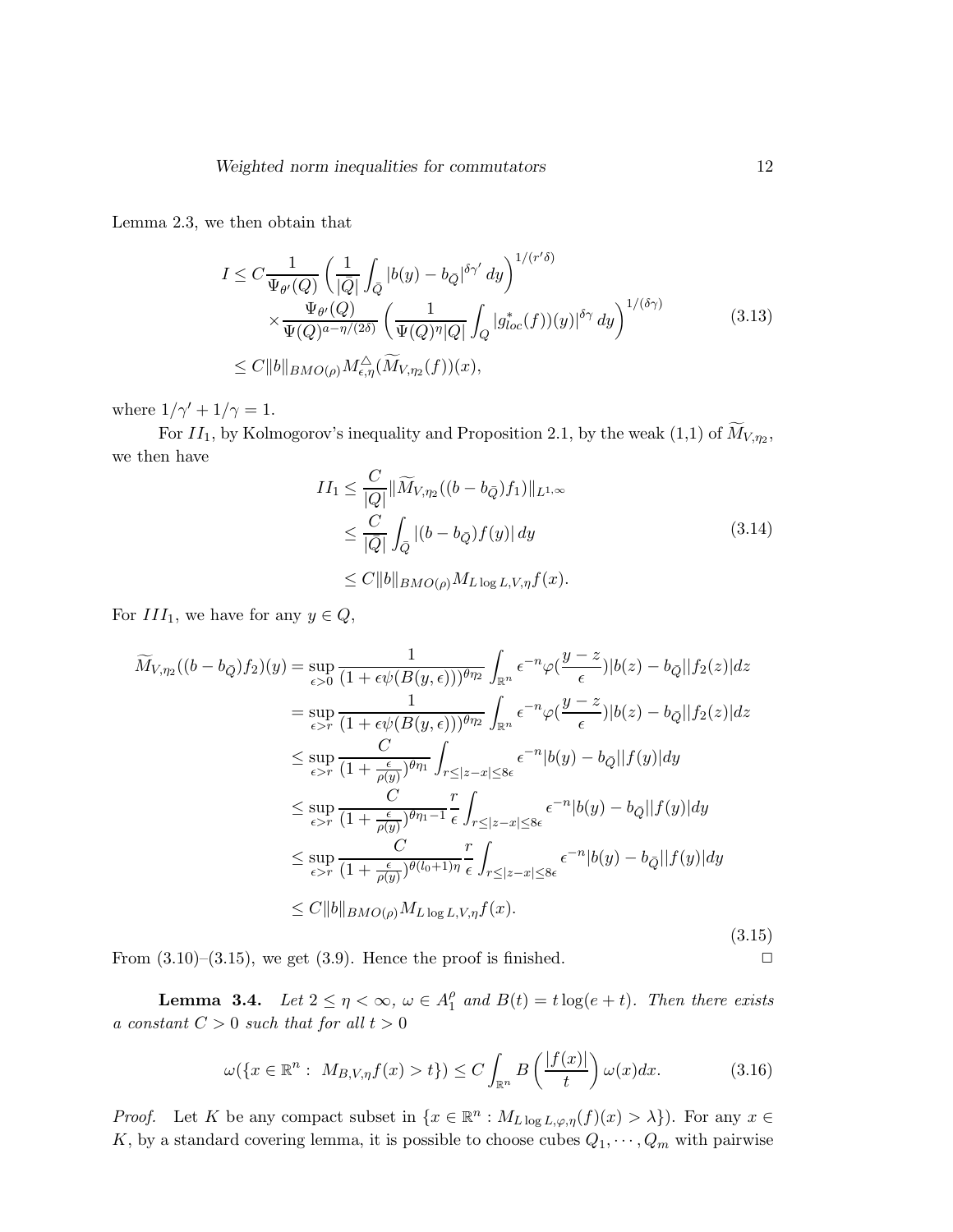Lemma 2.3, we then obtain that

$$
\begin{aligned}
I \leq & C\frac{1}{\Psi_{\theta'}(Q)}\left(\frac{1}{|\bar{Q}|}\int_{\bar{Q}}|b(y)-b_{\bar{Q}}|^{\delta\gamma'}\,dy\right)^{1/(r'\delta)} \\
& \times\frac{\Psi_{\theta'}(Q)}{\Psi(Q)^{a-\eta/(2\delta)}}\left(\frac{1}{\Psi(Q)^{\eta}|Q|}\int_{Q}|g^{*}_{loc}(f))(y)|^{\delta\gamma}\,dy\right)^{1/(\delta\gamma)} \\
\leq & C\|b\|_{BMO(\rho)}M^{\triangle}_{\epsilon,\eta}(\widetilde{M}_{V,\eta_2}(f))(x),
\end{aligned}
\tag{3.13}
$$

where $1/\gamma' + 1/\gamma = 1$.

For $II_1$, by Kolmogorov's inequality and Proposition 2.1, by the weak (1,1) of $\widetilde{M}_{V,\eta_2}$, we then have

$$
\begin{aligned}
II_1 &\leq \frac{C}{|Q|}\|\widetilde{M}_{V,\eta_2}((b-b_{\bar{Q}})f_1)\|_{L^{1,\infty}} \\
&\leq \frac{C}{|\bar{Q}|}\int_{\bar{Q}}|(b-b_{\bar{Q}})f(y)|\,dy \\
&\leq C\|b\|_{BMO(\rho)}M_{L\log L,V,\eta}f(x).
\end{aligned}
\tag{3.14}
$$

For $III_1$, we have for any $y\in Q$,

$$
\begin{aligned}
\widetilde{M}_{V,\eta_2}((b-b_{\bar{Q}})f_2)(y) &= \sup_{\epsilon>0}\frac{1}{(1+\epsilon\psi(B(y,\epsilon)))^{\theta\eta_2}}\int_{\mathbb{R}^n}\epsilon^{-n}\varphi(\frac{y-z}{\epsilon})|b(z)-b_{\bar{Q}}||f_2(z)|dz \\
&= \sup_{\epsilon>r}\frac{1}{(1+\epsilon\psi(B(y,\epsilon)))^{\theta\eta_2}}\int_{\mathbb{R}^n}\epsilon^{-n}\varphi(\frac{y-z}{\epsilon})|b(z)-b_{\bar{Q}}||f_2(z)|dz \\
&\leq \sup_{\epsilon>r}\frac{C}{(1+\frac{\epsilon}{\rho(y)})^{\theta\eta_1}}\int_{r\leq|z-x|\leq 8\epsilon}\epsilon^{-n}|b(y)-b_{\bar{Q}}||f(y)|dy \\
&\leq \sup_{\epsilon>r}\frac{C}{(1+\frac{\epsilon}{\rho(y)})^{\theta\eta_1-1}}\frac{r}{\epsilon}\int_{r\leq|z-x|\leq 8\epsilon}\epsilon^{-n}|b(y)-b_{\bar{Q}}||f(y)|dy \\
&\leq \sup_{\epsilon>r}\frac{C}{(1+\frac{\epsilon}{\rho(y)})^{\theta(l_0+1)\eta}}\frac{r}{\epsilon}\int_{r\leq|z-x|\leq 8\epsilon}\epsilon^{-n}|b(y)-b_{\bar{Q}}||f(y)|dy \\
&\leq C\|b\|_{BMO(\rho)}M_{L\log L,V,\eta}f(x).
\end{aligned}
\tag{3.15}
$$

From (3.10)–(3.15), we get (3.9). Hence the proof is finished. $\square$

**Lemma 3.4.** *Let $2\leq\eta<\infty$, $\omega\in A^{\rho}_1$ and $B(t)=t\log(e+t)$. Then there exists a constant $C>0$ such that for all $t>0$*

$$
\omega(\{x\in\mathbb{R}^n:\ M_{B,V,\eta}f(x)>t\})\leq C\int_{\mathbb{R}^n}B\left(\frac{|f(x)|}{t}\right)\omega(x)dx. \tag{3.16}
$$

*Proof.* Let $K$ be any compact subset in $\{x\in\mathbb{R}^n : M_{L\log L,\varphi,\eta}(f)(x)>\lambda\})$. For any $x\in K$, by a standard covering lemma, it is possible to choose cubes $Q_1,\cdots,Q_m$ with pairwise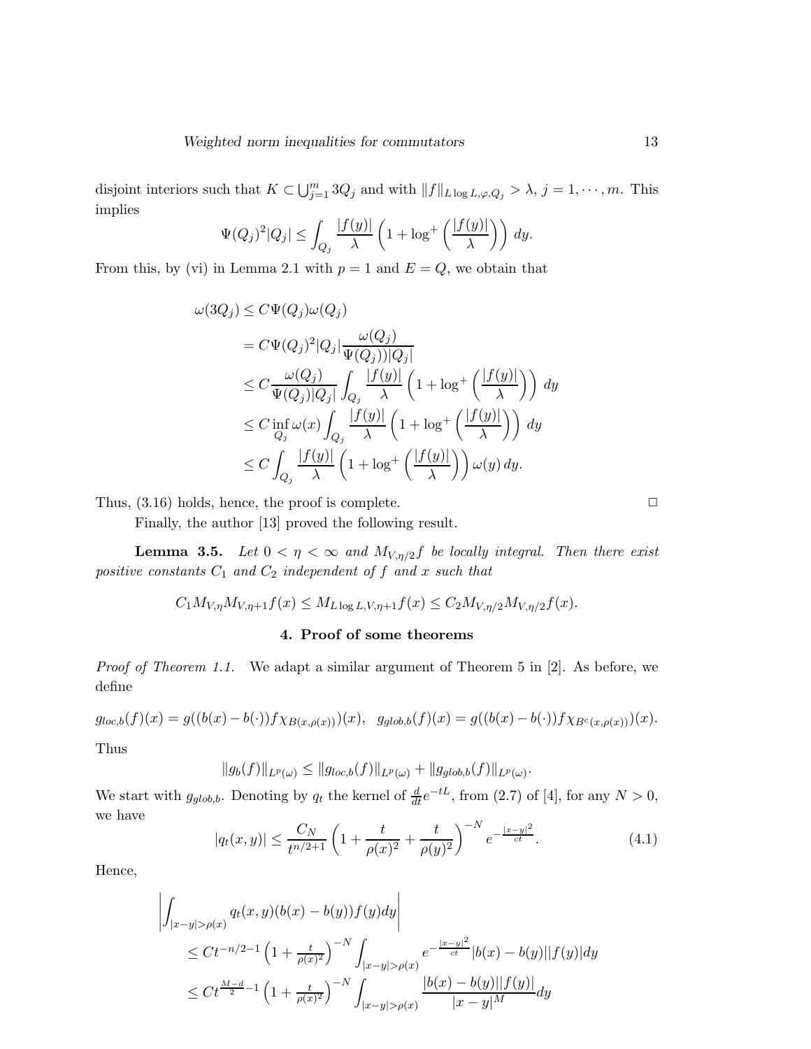disjoint interiors such that $K \subset \bigcup_{j=1}^{m} 3Q_j$ and with $\|f\|_{L\log L,\varphi,Q_j} > \lambda$, $j = 1, \cdots, m$. This implies

$$\Psi(Q_j)^2|Q_j| \le \int_{Q_j} \frac{|f(y)|}{\lambda}\left(1 + \log^+\left(\frac{|f(y)|}{\lambda}\right)\right) dy.$$

From this, by (vi) in Lemma 2.1 with $p = 1$ and $E = Q$, we obtain that

$$\begin{aligned}
\omega(3Q_j) &\le C\Psi(Q_j)\omega(Q_j)\\
&= C\Psi(Q_j)^2|Q_j|\frac{\omega(Q_j)}{\Psi(Q_j))|Q_j|}\\
&\le C\frac{\omega(Q_j)}{\Psi(Q_j)|Q_j|}\int_{Q_j} \frac{|f(y)|}{\lambda}\left(1 + \log^+\left(\frac{|f(y)|}{\lambda}\right)\right) dy\\
&\le C\inf_{Q_j}\omega(x)\int_{Q_j} \frac{|f(y)|}{\lambda}\left(1 + \log^+\left(\frac{|f(y)|}{\lambda}\right)\right) dy\\
&\le C\int_{Q_j} \frac{|f(y)|}{\lambda}\left(1 + \log^+\left(\frac{|f(y)|}{\lambda}\right)\right)\omega(y)\, dy.
\end{aligned}$$

Thus, (3.16) holds, hence, the proof is complete. ◻

Finally, the author [13] proved the following result.

**Lemma 3.5.** *Let $0 < \eta < \infty$ and $M_{V,\eta/2}f$ be locally integral. Then there exist positive constants $C_1$ and $C_2$ independent of $f$ and $x$ such that*

$$C_1 M_{V,\eta}M_{V,\eta+1}f(x) \le M_{L\log L,V,\eta+1}f(x) \le C_2 M_{V,\eta/2}M_{V,\eta/2}f(x).$$

## 4. Proof of some theorems

*Proof of Theorem 1.1.* We adapt a similar argument of Theorem 5 in [2]. As before, we define

$$g_{loc,b}(f)(x) = g((b(x) - b(\cdot))f\chi_{B(x,\rho(x))})(x), \quad g_{glob,b}(f)(x) = g((b(x) - b(\cdot))f\chi_{B^c(x,\rho(x))})(x).$$

Thus

$$\|g_b(f)\|_{L^p(\omega)} \le \|g_{loc,b}(f)\|_{L^p(\omega)} + \|g_{glob,b}(f)\|_{L^p(\omega)}.$$

We start with $g_{glob,b}$. Denoting by $q_t$ the kernel of $\frac{d}{dt}e^{-tL}$, from (2.7) of [4], for any $N > 0$, we have

$$|q_t(x,y)| \le \frac{C_N}{t^{n/2+1}}\left(1 + \frac{t}{\rho(x)^2} + \frac{t}{\rho(y)^2}\right)^{-N} e^{-\frac{|x-y|^2}{ct}}. \tag{4.1}$$

Hence,

$$\begin{aligned}
&\left|\int_{|x-y|>\rho(x)} q_t(x,y)(b(x) - b(y))f(y)dy\right|\\
&\quad\le Ct^{-n/2-1}\left(1 + \tfrac{t}{\rho(x)^2}\right)^{-N}\int_{|x-y|>\rho(x)} e^{-\frac{|x-y|^2}{ct}}|b(x) - b(y)||f(y)|dy\\
&\quad\le Ct^{\frac{M-d}{2}-1}\left(1 + \tfrac{t}{\rho(x)^2}\right)^{-N}\int_{|x-y|>\rho(x)} \frac{|b(x) - b(y)||f(y)|}{|x-y|^M}dy
\end{aligned}$$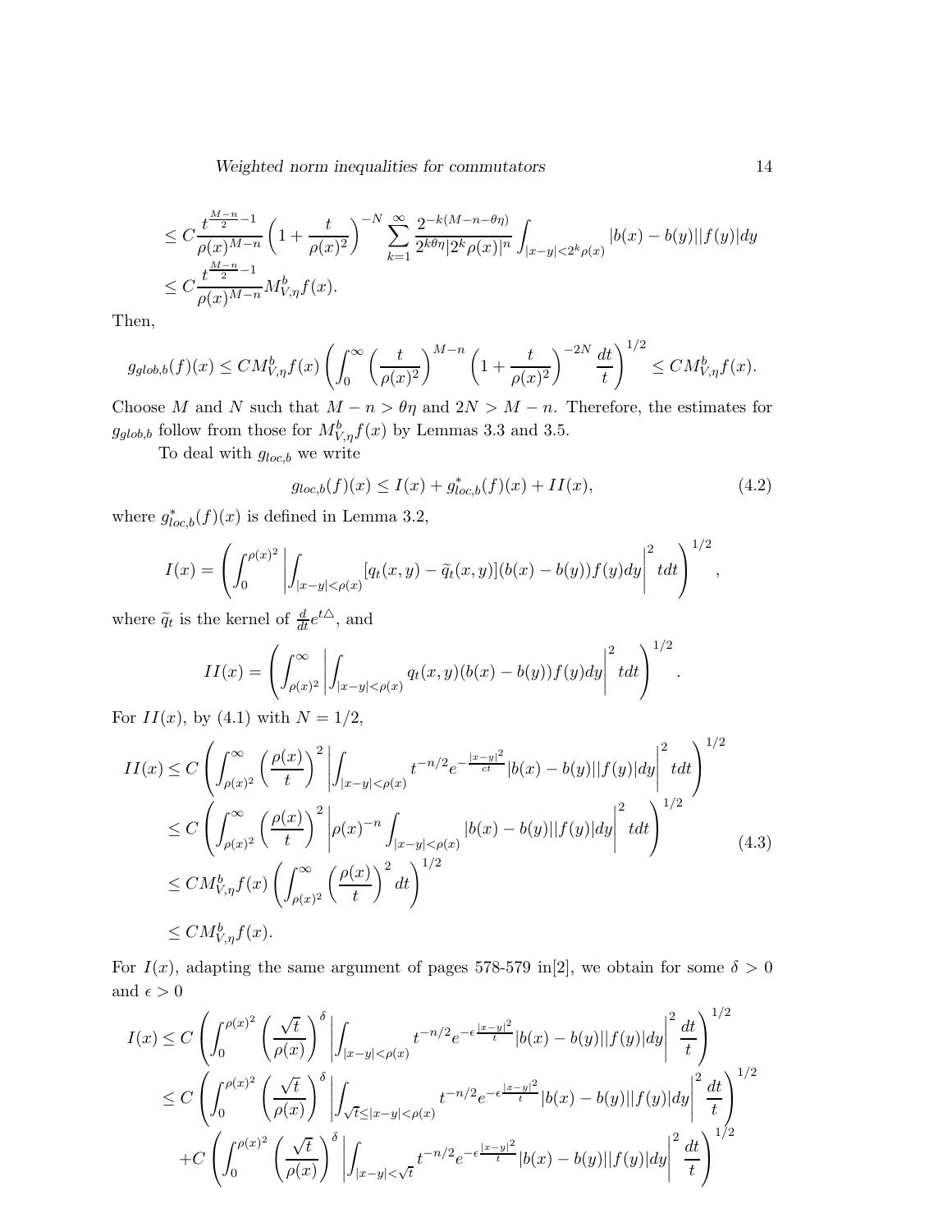$$
\begin{aligned}
&\leq C\frac{t^{\frac{M-n}{2}-1}}{\rho(x)^{M-n}}\left(1+\frac{t}{\rho(x)^2}\right)^{-N}\sum_{k=1}^{\infty}\frac{2^{-k(M-n-\theta\eta)}}{2^{k\theta\eta}|2^k\rho(x)|^n}\int_{|x-y|<2^k\rho(x)}|b(x)-b(y)||f(y)|dy \\
&\leq C\frac{t^{\frac{M-n}{2}-1}}{\rho(x)^{M-n}}M^b_{V,\eta}f(x).
\end{aligned}
$$

Then,

$$
g_{glob,b}(f)(x)\leq CM^b_{V,\eta}f(x)\left(\int_0^\infty\left(\frac{t}{\rho(x)^2}\right)^{M-n}\left(1+\frac{t}{\rho(x)^2}\right)^{-2N}\frac{dt}{t}\right)^{1/2}\leq CM^b_{V,\eta}f(x).
$$

Choose $M$ and $N$ such that $M-n>\theta\eta$ and $2N>M-n$. Therefore, the estimates for $g_{glob,b}$ follow from those for $M^b_{V,\eta}f(x)$ by Lemmas 3.3 and 3.5.

To deal with $g_{loc,b}$ we write

$$
g_{loc,b}(f)(x)\leq I(x)+g^*_{loc,b}(f)(x)+II(x), \tag{4.2}
$$

where $g^*_{loc,b}(f)(x)$ is defined in Lemma 3.2,

$$
I(x)=\left(\int_0^{\rho(x)^2}\left|\int_{|x-y|<\rho(x)}[q_t(x,y)-\widetilde{q}_t(x,y)](b(x)-b(y))f(y)dy\right|^2tdt\right)^{1/2},
$$

where $\widetilde{q}_t$ is the kernel of $\frac{d}{dt}e^{t\triangle}$, and

$$
II(x)=\left(\int_{\rho(x)^2}^\infty\left|\int_{|x-y|<\rho(x)}q_t(x,y)(b(x)-b(y))f(y)dy\right|^2tdt\right)^{1/2}.
$$

For $II(x)$, by (4.1) with $N=1/2$,

$$
\begin{aligned}
II(x)&\leq C\left(\int_{\rho(x)^2}^\infty\left(\frac{\rho(x)}{t}\right)^2\left|\int_{|x-y|<\rho(x)}t^{-n/2}e^{-\frac{|x-y|^2}{ct}}|b(x)-b(y)||f(y)|dy\right|^2tdt\right)^{1/2}\\
&\leq C\left(\int_{\rho(x)^2}^\infty\left(\frac{\rho(x)}{t}\right)^2\left|\rho(x)^{-n}\int_{|x-y|<\rho(x)}|b(x)-b(y)||f(y)|dy\right|^2tdt\right)^{1/2}\\
&\leq CM^b_{V,\eta}f(x)\left(\int_{\rho(x)^2}^\infty\left(\frac{\rho(x)}{t}\right)^2dt\right)^{1/2}\\
&\leq CM^b_{V,\eta}f(x).
\end{aligned}
\tag{4.3}
$$

For $I(x)$, adapting the same argument of pages 578-579 in[2], we obtain for some $\delta>0$ and $\epsilon>0$

$$
\begin{aligned}
I(x)&\leq C\left(\int_0^{\rho(x)^2}\left(\frac{\sqrt{t}}{\rho(x)}\right)^\delta\left|\int_{|x-y|<\rho(x)}t^{-n/2}e^{-\epsilon\frac{|x-y|^2}{t}}|b(x)-b(y)||f(y)|dy\right|^2\frac{dt}{t}\right)^{1/2}\\
&\leq C\left(\int_0^{\rho(x)^2}\left(\frac{\sqrt{t}}{\rho(x)}\right)^\delta\left|\int_{\sqrt{t}\leq|x-y|<\rho(x)}t^{-n/2}e^{-\epsilon\frac{|x-y|^2}{t}}|b(x)-b(y)||f(y)|dy\right|^2\frac{dt}{t}\right)^{1/2}\\
&\quad+C\left(\int_0^{\rho(x)^2}\left(\frac{\sqrt{t}}{\rho(x)}\right)^\delta\left|\int_{|x-y|<\sqrt{t}}t^{-n/2}e^{-\epsilon\frac{|x-y|^2}{t}}|b(x)-b(y)||f(y)|dy\right|^2\frac{dt}{t}\right)^{1/2}
\end{aligned}
$$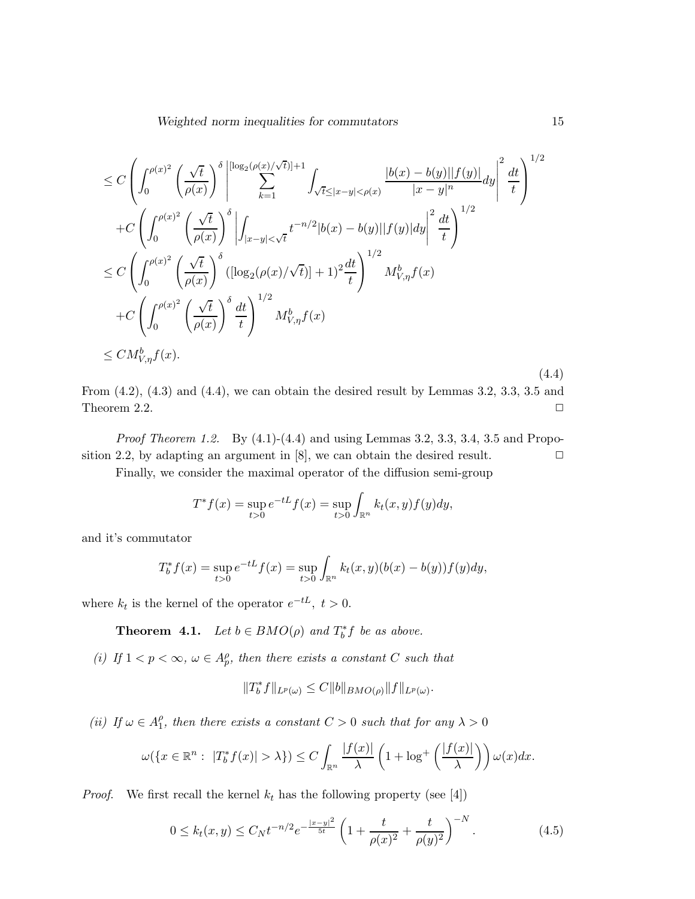$$
\begin{aligned}
&\le C\left(\int_0^{\rho(x)^2}\left(\frac{\sqrt{t}}{\rho(x)}\right)^{\delta}\left|\sum_{k=1}^{[\log_2(\rho(x)/\sqrt{t})]+1}\int_{\sqrt{t}\le|x-y|<\rho(x)}\frac{|b(x)-b(y)||f(y)|}{|x-y|^n}dy\right|^2\frac{dt}{t}\right)^{1/2}\\
&\quad+C\left(\int_0^{\rho(x)^2}\left(\frac{\sqrt{t}}{\rho(x)}\right)^{\delta}\left|\int_{|x-y|<\sqrt{t}}t^{-n/2}|b(x)-b(y)||f(y)|dy\right|^2\frac{dt}{t}\right)^{1/2}\\
&\le C\left(\int_0^{\rho(x)^2}\left(\frac{\sqrt{t}}{\rho(x)}\right)^{\delta}([\log_2(\rho(x)/\sqrt{t})]+1)^2\frac{dt}{t}\right)^{1/2}M^b_{V,\eta}f(x)\\
&\quad+C\left(\int_0^{\rho(x)^2}\left(\frac{\sqrt{t}}{\rho(x)}\right)^{\delta}\frac{dt}{t}\right)^{1/2}M^b_{V,\eta}f(x)\\
&\le CM^b_{V,\eta}f(x).
\end{aligned}
\tag{4.4}
$$

From (4.2), (4.3) and (4.4), we can obtain the desired result by Lemmas 3.2, 3.3, 3.5 and Theorem 2.2. $\Box$

*Proof Theorem 1.2.* By (4.1)-(4.4) and using Lemmas 3.2, 3.3, 3.4, 3.5 and Proposition 2.2, by adapting an argument in [8], we can obtain the desired result. $\Box$

Finally, we consider the maximal operator of the diffusion semi-group

$$
T^*f(x)=\sup_{t>0}e^{-tL}f(x)=\sup_{t>0}\int_{\mathbb{R}^n}k_t(x,y)f(y)dy,
$$

and it's commutator

$$
T^*_bf(x)=\sup_{t>0}e^{-tL}f(x)=\sup_{t>0}\int_{\mathbb{R}^n}k_t(x,y)(b(x)-b(y))f(y)dy,
$$

where $k_t$ is the kernel of the operator $e^{-tL},\ t>0$.

**Theorem 4.1.** *Let $b\in BMO(\rho)$ and $T^*_bf$ be as above.*

*(i) If $1<p<\infty$, $\omega\in A^\rho_p$, then there exists a constant $C$ such that*

$$
\|T^*_bf\|_{L^p(\omega)}\le C\|b\|_{BMO(\rho)}\|f\|_{L^p(\omega)}.
$$

*(ii) If $\omega\in A^\rho_1$, then there exists a constant $C>0$ such that for any $\lambda>0$*

$$
\omega(\{x\in\mathbb{R}^n:\ |T^*_bf(x)|>\lambda\})\le C\int_{\mathbb{R}^n}\frac{|f(x)|}{\lambda}\left(1+\log^+\left(\frac{|f(x)|}{\lambda}\right)\right)\omega(x)dx.
$$

*Proof.* We first recall the kernel $k_t$ has the following property (see [4])

$$
0\le k_t(x,y)\le C_Nt^{-n/2}e^{-\frac{|x-y|^2}{5t}}\left(1+\frac{t}{\rho(x)^2}+\frac{t}{\rho(y)^2}\right)^{-N}.
\tag{4.5}
$$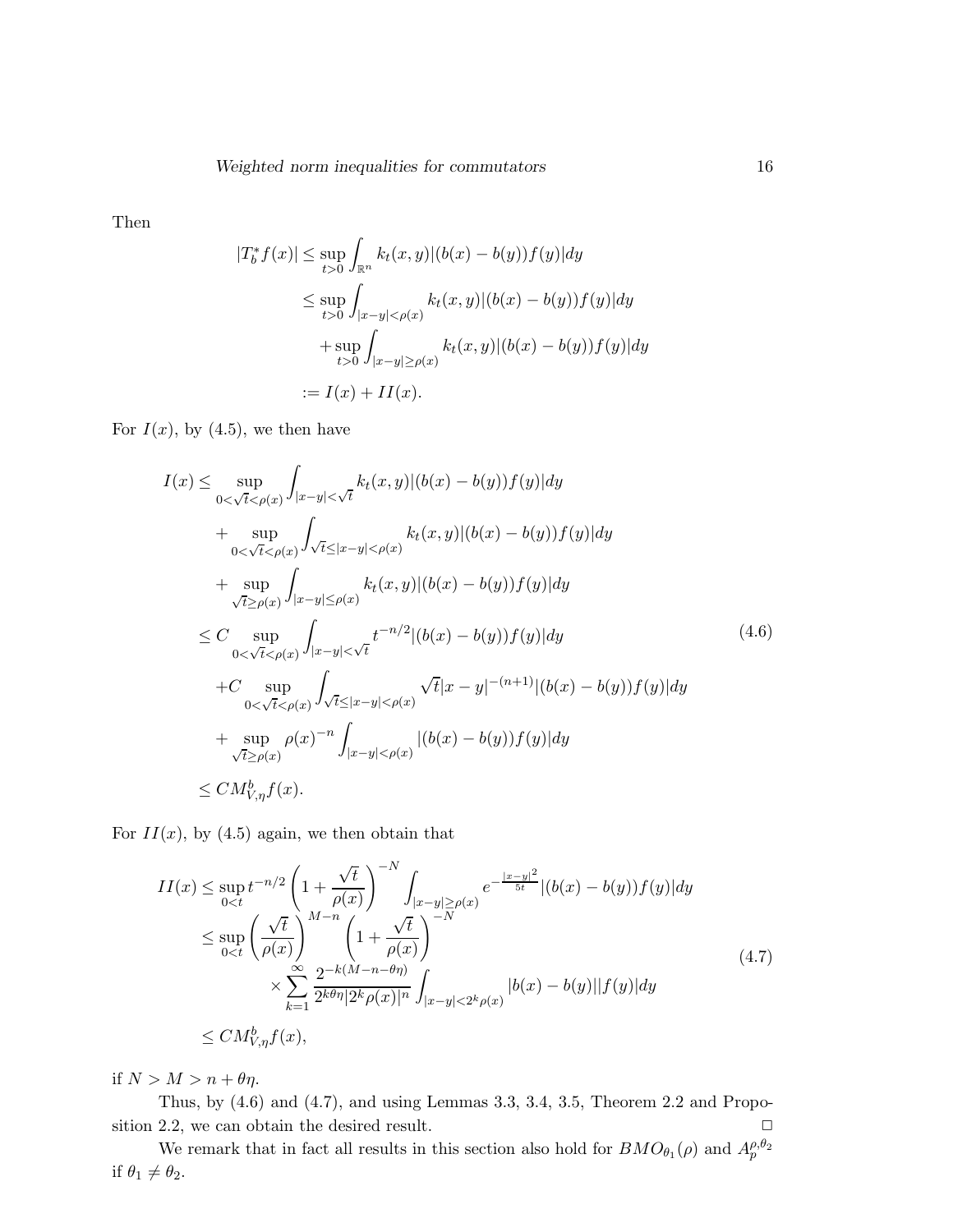Then

$$
\begin{aligned}
|T_b^* f(x)| &\leq \sup_{t>0} \int_{\mathbb{R}^n} k_t(x,y)|(b(x)-b(y))f(y)|dy \\
&\leq \sup_{t>0} \int_{|x-y|<\rho(x)} k_t(x,y)|(b(x)-b(y))f(y)|dy \\
&\quad + \sup_{t>0} \int_{|x-y|\geq\rho(x)} k_t(x,y)|(b(x)-b(y))f(y)|dy \\
&:= I(x) + II(x).
\end{aligned}
$$

For $I(x)$, by (4.5), we then have

$$
\begin{aligned}
I(x) &\leq \sup_{0<\sqrt{t}<\rho(x)} \int_{|x-y|<\sqrt{t}} k_t(x,y)|(b(x)-b(y))f(y)|dy \\
&\quad + \sup_{0<\sqrt{t}<\rho(x)} \int_{\sqrt{t}\leq|x-y|<\rho(x)} k_t(x,y)|(b(x)-b(y))f(y)|dy \\
&\quad + \sup_{\sqrt{t}\geq\rho(x)} \int_{|x-y|\leq\rho(x)} k_t(x,y)|(b(x)-b(y))f(y)|dy \\
&\leq C \sup_{0<\sqrt{t}<\rho(x)} \int_{|x-y|<\sqrt{t}} t^{-n/2}|(b(x)-b(y))f(y)|dy \\
&\quad + C \sup_{0<\sqrt{t}<\rho(x)} \int_{\sqrt{t}\leq|x-y|<\rho(x)} \sqrt{t}|x-y|^{-(n+1)}|(b(x)-b(y))f(y)|dy \\
&\quad + \sup_{\sqrt{t}\geq\rho(x)} \rho(x)^{-n} \int_{|x-y|<\rho(x)} |(b(x)-b(y))f(y)|dy \\
&\leq C M_{V,\eta}^b f(x).
\end{aligned} \tag{4.6}
$$

For $II(x)$, by (4.5) again, we then obtain that

$$
\begin{aligned}
II(x) &\leq \sup_{0<t} t^{-n/2} \left(1+\frac{\sqrt{t}}{\rho(x)}\right)^{-N} \int_{|x-y|\geq\rho(x)} e^{-\frac{|x-y|^2}{5t}}|(b(x)-b(y))f(y)|dy \\
&\leq \sup_{0<t} \left(\frac{\sqrt{t}}{\rho(x)}\right)^{M-n} \left(1+\frac{\sqrt{t}}{\rho(x)}\right)^{-N} \\
&\qquad \times \sum_{k=1}^{\infty} \frac{2^{-k(M-n-\theta\eta)}}{2^{k\theta\eta}|2^k\rho(x)|^n} \int_{|x-y|<2^k\rho(x)} |b(x)-b(y)||f(y)|dy \\
&\leq C M_{V,\eta}^b f(x),
\end{aligned} \tag{4.7}
$$

if $N > M > n + \theta\eta$.

Thus, by (4.6) and (4.7), and using Lemmas 3.3, 3.4, 3.5, Theorem 2.2 and Proposition 2.2, we can obtain the desired result. $\square$

We remark that in fact all results in this section also hold for $BMO_{\theta_1}(\rho)$ and $A_p^{\rho,\theta_2}$ if $\theta_1 \neq \theta_2$.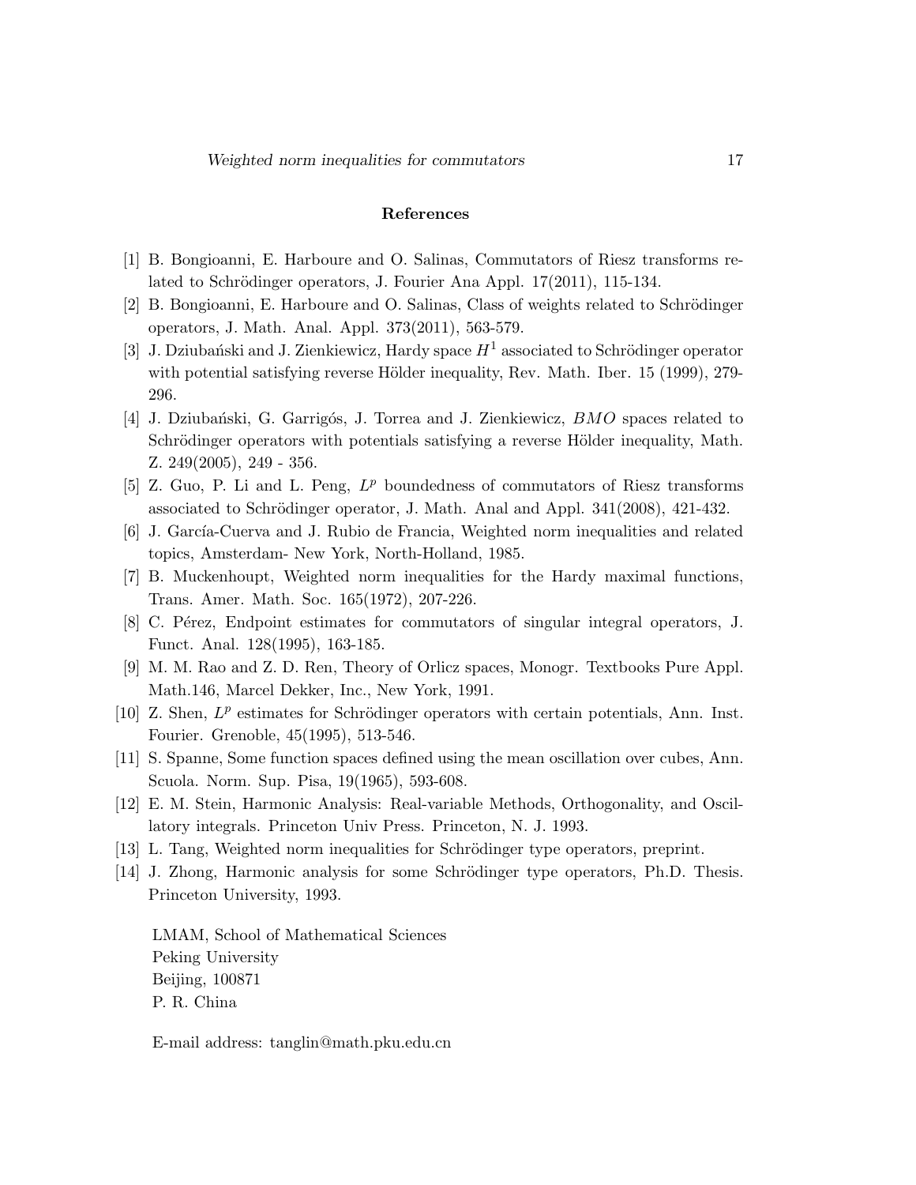## References

[1] B. Bongioanni, E. Harboure and O. Salinas, Commutators of Riesz transforms related to Schrödinger operators, J. Fourier Ana Appl. 17(2011), 115-134.

[2] B. Bongioanni, E. Harboure and O. Salinas, Class of weights related to Schrödinger operators, J. Math. Anal. Appl. 373(2011), 563-579.

[3] J. Dziubański and J. Zienkiewicz, Hardy space $H^1$ associated to Schrödinger operator with potential satisfying reverse Hölder inequality, Rev. Math. Iber. 15 (1999), 279-296.

[4] J. Dziubański, G. Garrigós, J. Torrea and J. Zienkiewicz, $BMO$ spaces related to Schrödinger operators with potentials satisfying a reverse Hölder inequality, Math. Z. 249(2005), 249 - 356.

[5] Z. Guo, P. Li and L. Peng, $L^p$ boundedness of commutators of Riesz transforms associated to Schrödinger operator, J. Math. Anal and Appl. 341(2008), 421-432.

[6] J. García-Cuerva and J. Rubio de Francia, Weighted norm inequalities and related topics, Amsterdam- New York, North-Holland, 1985.

[7] B. Muckenhoupt, Weighted norm inequalities for the Hardy maximal functions, Trans. Amer. Math. Soc. 165(1972), 207-226.

[8] C. Pérez, Endpoint estimates for commutators of singular integral operators, J. Funct. Anal. 128(1995), 163-185.

[9] M. M. Rao and Z. D. Ren, Theory of Orlicz spaces, Monogr. Textbooks Pure Appl. Math.146, Marcel Dekker, Inc., New York, 1991.

[10] Z. Shen, $L^p$ estimates for Schrödinger operators with certain potentials, Ann. Inst. Fourier. Grenoble, 45(1995), 513-546.

[11] S. Spanne, Some function spaces defined using the mean oscillation over cubes, Ann. Scuola. Norm. Sup. Pisa, 19(1965), 593-608.

[12] E. M. Stein, Harmonic Analysis: Real-variable Methods, Orthogonality, and Oscillatory integrals. Princeton Univ Press. Princeton, N. J. 1993.

[13] L. Tang, Weighted norm inequalities for Schrödinger type operators, preprint.

[14] J. Zhong, Harmonic analysis for some Schrödinger type operators, Ph.D. Thesis. Princeton University, 1993.

LMAM, School of Mathematical Sciences
Peking University
Beijing, 100871
P. R. China

E-mail address: tanglin@math.pku.edu.cn